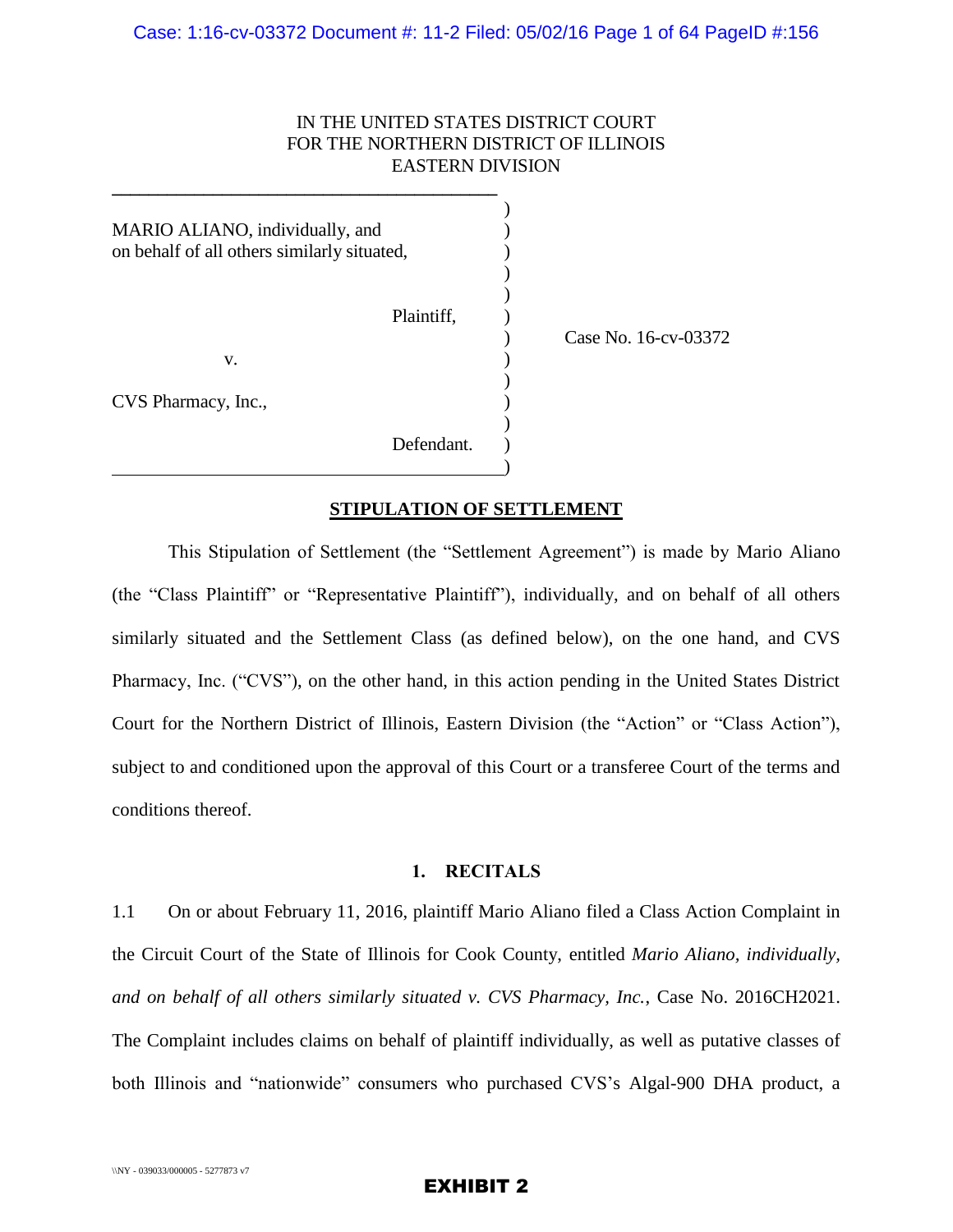IN THE UNITED STATES DISTRICT COURT
FOR THE NORTHERN DISTRICT OF ILLINOIS
EASTERN DIVISION

| | | |
|---|---|---|
| MARIO ALIANO, individually, and on behalf of all others similarly situated,<br><br>Plaintiff,<br><br>v.<br><br>CVS Pharmacy, Inc.,<br><br>Defendant. | ) | Case No. 16-cv-03372 |

## STIPULATION OF SETTLEMENT

This Stipulation of Settlement (the "Settlement Agreement") is made by Mario Aliano (the "Class Plaintiff" or "Representative Plaintiff"), individually, and on behalf of all others similarly situated and the Settlement Class (as defined below), on the one hand, and CVS Pharmacy, Inc. ("CVS"), on the other hand, in this action pending in the United States District Court for the Northern District of Illinois, Eastern Division (the "Action" or "Class Action"), subject to and conditioned upon the approval of this Court or a transferee Court of the terms and conditions thereof.

### 1. RECITALS

1.1 On or about February 11, 2016, plaintiff Mario Aliano filed a Class Action Complaint in the Circuit Court of the State of Illinois for Cook County, entitled *Mario Aliano, individually, and on behalf of all others similarly situated v. CVS Pharmacy, Inc.*, Case No. 2016CH2021. The Complaint includes claims on behalf of plaintiff individually, as well as putative classes of both Illinois and "nationwide" consumers who purchased CVS's Algal-900 DHA product, a

\\NY - 039033/000005 - 5277873 v7

**EXHIBIT 2**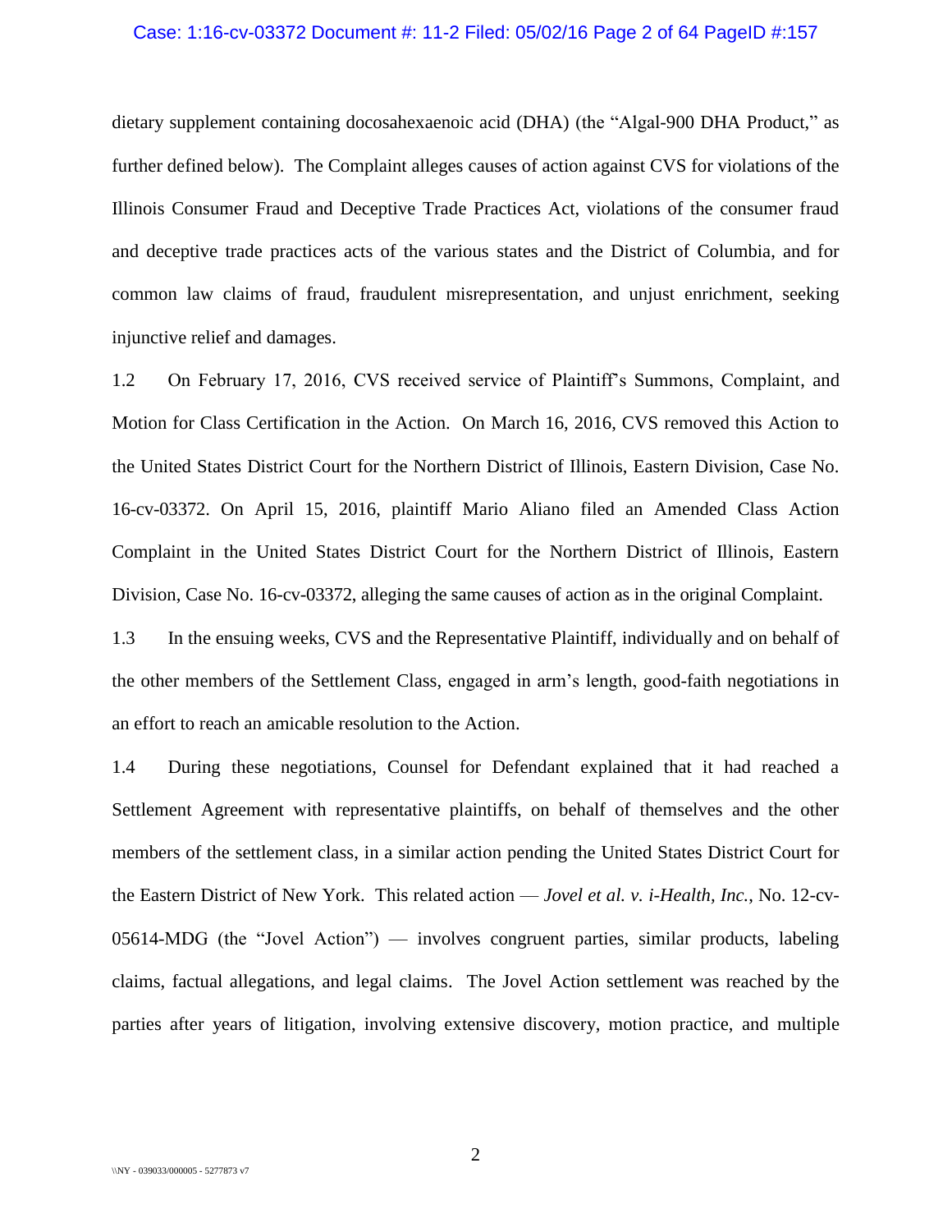dietary supplement containing docosahexaenoic acid (DHA) (the "Algal-900 DHA Product," as further defined below). The Complaint alleges causes of action against CVS for violations of the Illinois Consumer Fraud and Deceptive Trade Practices Act, violations of the consumer fraud and deceptive trade practices acts of the various states and the District of Columbia, and for common law claims of fraud, fraudulent misrepresentation, and unjust enrichment, seeking injunctive relief and damages.

1.2 On February 17, 2016, CVS received service of Plaintiff's Summons, Complaint, and Motion for Class Certification in the Action. On March 16, 2016, CVS removed this Action to the United States District Court for the Northern District of Illinois, Eastern Division, Case No. 16-cv-03372. On April 15, 2016, plaintiff Mario Aliano filed an Amended Class Action Complaint in the United States District Court for the Northern District of Illinois, Eastern Division, Case No. 16-cv-03372, alleging the same causes of action as in the original Complaint.

1.3 In the ensuing weeks, CVS and the Representative Plaintiff, individually and on behalf of the other members of the Settlement Class, engaged in arm's length, good-faith negotiations in an effort to reach an amicable resolution to the Action.

1.4 During these negotiations, Counsel for Defendant explained that it had reached a Settlement Agreement with representative plaintiffs, on behalf of themselves and the other members of the settlement class, in a similar action pending the United States District Court for the Eastern District of New York. This related action — *Jovel et al. v. i-Health, Inc.*, No. 12-cv-05614-MDG (the "Jovel Action") — involves congruent parties, similar products, labeling claims, factual allegations, and legal claims. The Jovel Action settlement was reached by the parties after years of litigation, involving extensive discovery, motion practice, and multiple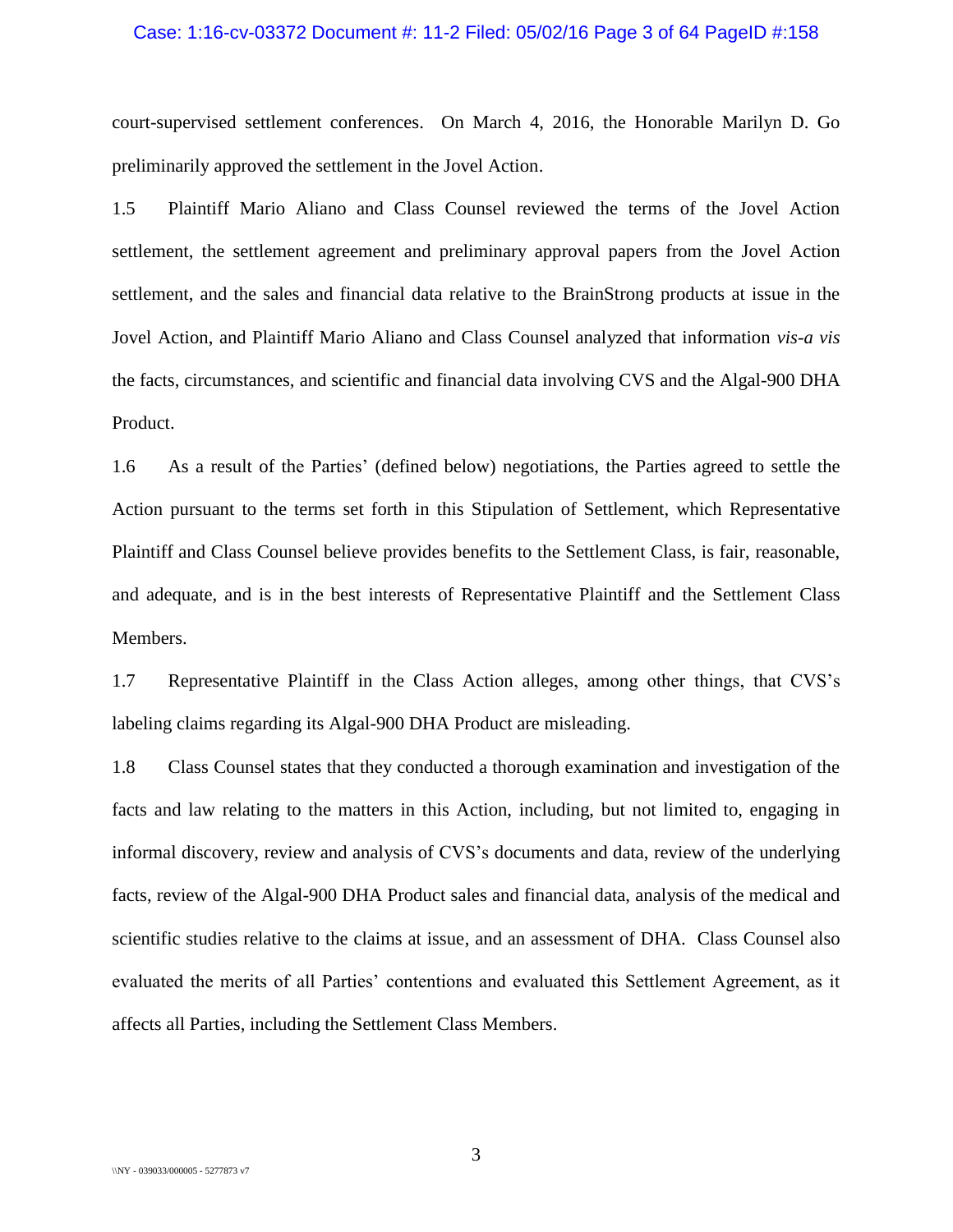court-supervised settlement conferences. On March 4, 2016, the Honorable Marilyn D. Go preliminarily approved the settlement in the Jovel Action.

1.5 Plaintiff Mario Aliano and Class Counsel reviewed the terms of the Jovel Action settlement, the settlement agreement and preliminary approval papers from the Jovel Action settlement, and the sales and financial data relative to the BrainStrong products at issue in the Jovel Action, and Plaintiff Mario Aliano and Class Counsel analyzed that information *vis-a vis* the facts, circumstances, and scientific and financial data involving CVS and the Algal-900 DHA Product.

1.6 As a result of the Parties' (defined below) negotiations, the Parties agreed to settle the Action pursuant to the terms set forth in this Stipulation of Settlement, which Representative Plaintiff and Class Counsel believe provides benefits to the Settlement Class, is fair, reasonable, and adequate, and is in the best interests of Representative Plaintiff and the Settlement Class Members.

1.7 Representative Plaintiff in the Class Action alleges, among other things, that CVS's labeling claims regarding its Algal-900 DHA Product are misleading.

1.8 Class Counsel states that they conducted a thorough examination and investigation of the facts and law relating to the matters in this Action, including, but not limited to, engaging in informal discovery, review and analysis of CVS's documents and data, review of the underlying facts, review of the Algal-900 DHA Product sales and financial data, analysis of the medical and scientific studies relative to the claims at issue, and an assessment of DHA. Class Counsel also evaluated the merits of all Parties' contentions and evaluated this Settlement Agreement, as it affects all Parties, including the Settlement Class Members.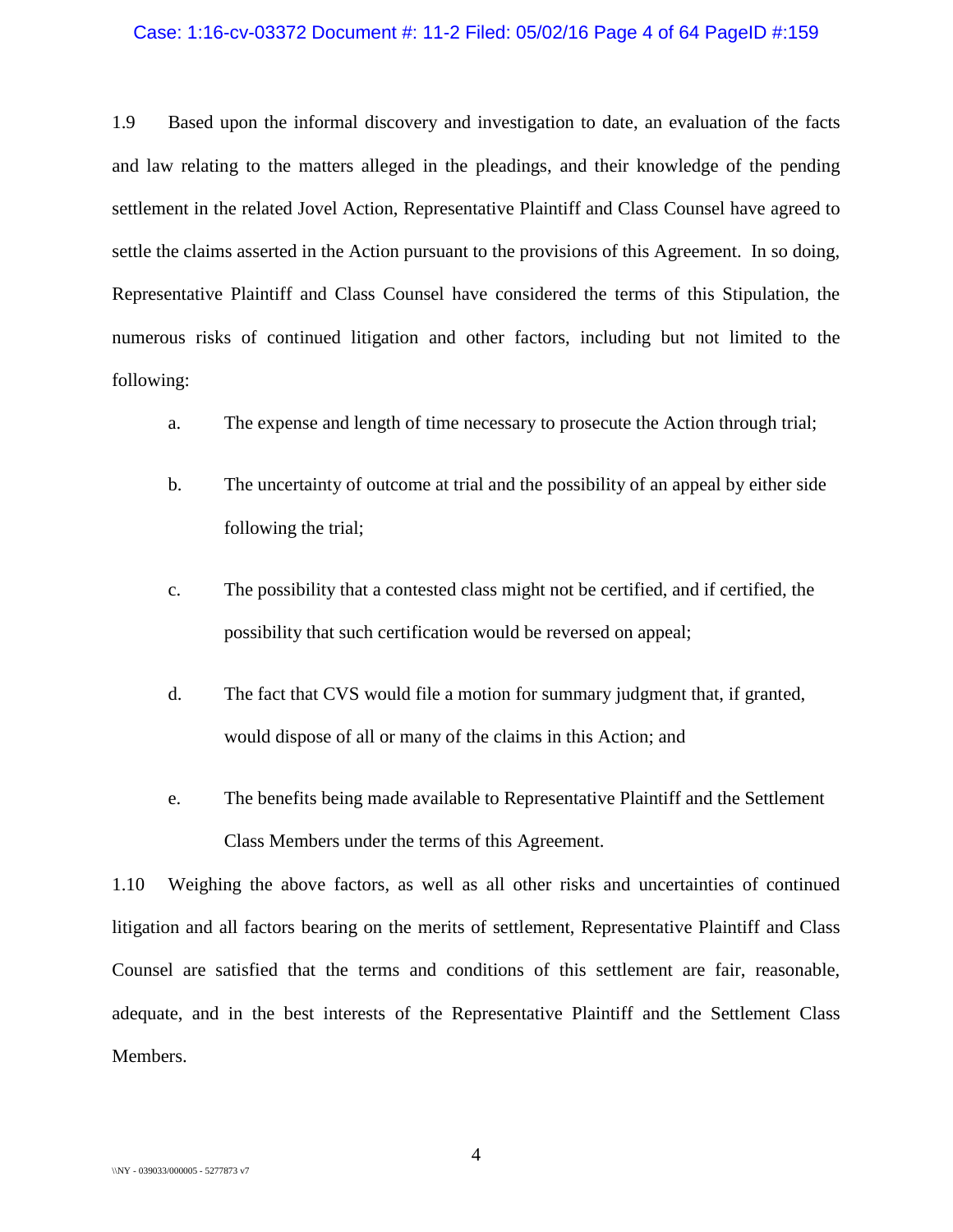1.9 Based upon the informal discovery and investigation to date, an evaluation of the facts and law relating to the matters alleged in the pleadings, and their knowledge of the pending settlement in the related Jovel Action, Representative Plaintiff and Class Counsel have agreed to settle the claims asserted in the Action pursuant to the provisions of this Agreement. In so doing, Representative Plaintiff and Class Counsel have considered the terms of this Stipulation, the numerous risks of continued litigation and other factors, including but not limited to the following:

a. The expense and length of time necessary to prosecute the Action through trial;

b. The uncertainty of outcome at trial and the possibility of an appeal by either side following the trial;

c. The possibility that a contested class might not be certified, and if certified, the possibility that such certification would be reversed on appeal;

d. The fact that CVS would file a motion for summary judgment that, if granted, would dispose of all or many of the claims in this Action; and

e. The benefits being made available to Representative Plaintiff and the Settlement Class Members under the terms of this Agreement.

1.10 Weighing the above factors, as well as all other risks and uncertainties of continued litigation and all factors bearing on the merits of settlement, Representative Plaintiff and Class Counsel are satisfied that the terms and conditions of this settlement are fair, reasonable, adequate, and in the best interests of the Representative Plaintiff and the Settlement Class Members.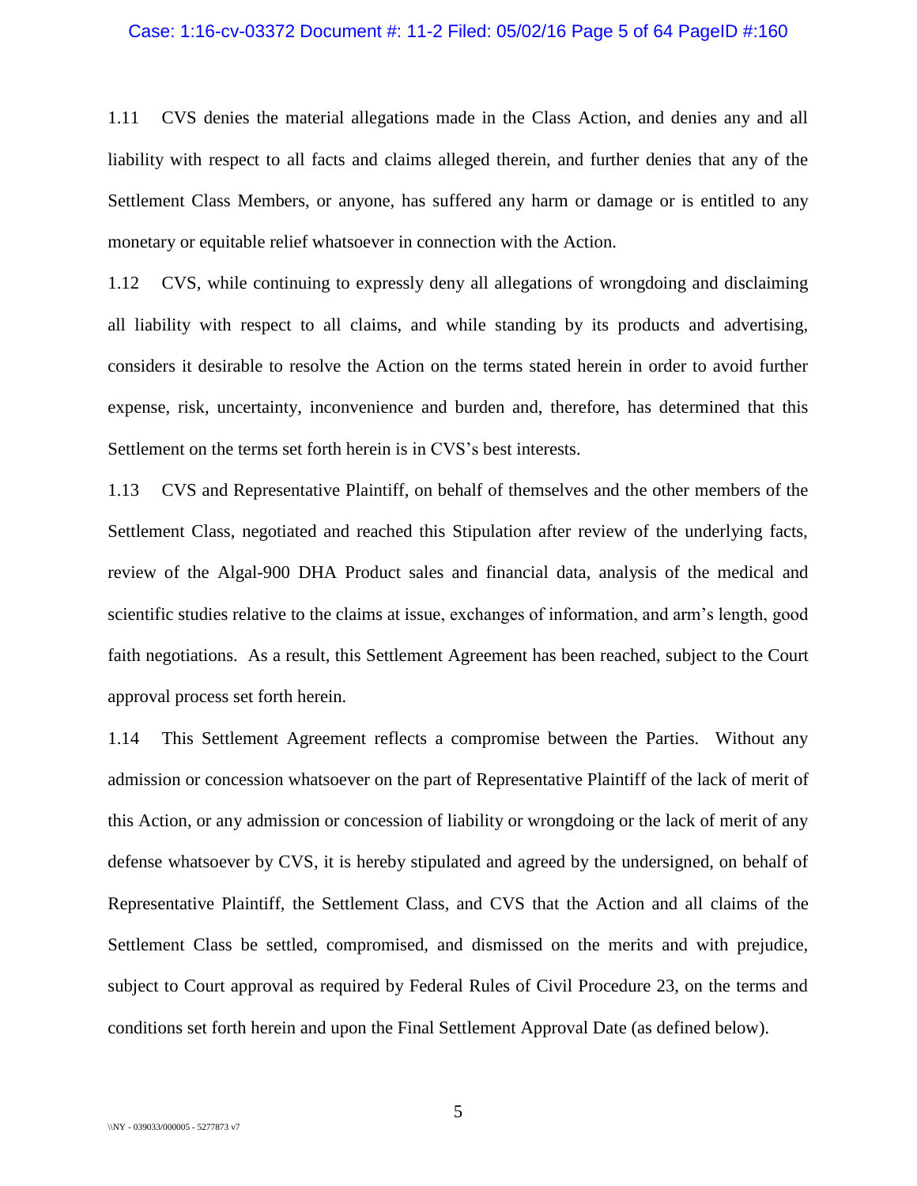1.11 CVS denies the material allegations made in the Class Action, and denies any and all liability with respect to all facts and claims alleged therein, and further denies that any of the Settlement Class Members, or anyone, has suffered any harm or damage or is entitled to any monetary or equitable relief whatsoever in connection with the Action.

1.12 CVS, while continuing to expressly deny all allegations of wrongdoing and disclaiming all liability with respect to all claims, and while standing by its products and advertising, considers it desirable to resolve the Action on the terms stated herein in order to avoid further expense, risk, uncertainty, inconvenience and burden and, therefore, has determined that this Settlement on the terms set forth herein is in CVS's best interests.

1.13 CVS and Representative Plaintiff, on behalf of themselves and the other members of the Settlement Class, negotiated and reached this Stipulation after review of the underlying facts, review of the Algal-900 DHA Product sales and financial data, analysis of the medical and scientific studies relative to the claims at issue, exchanges of information, and arm's length, good faith negotiations. As a result, this Settlement Agreement has been reached, subject to the Court approval process set forth herein.

1.14 This Settlement Agreement reflects a compromise between the Parties. Without any admission or concession whatsoever on the part of Representative Plaintiff of the lack of merit of this Action, or any admission or concession of liability or wrongdoing or the lack of merit of any defense whatsoever by CVS, it is hereby stipulated and agreed by the undersigned, on behalf of Representative Plaintiff, the Settlement Class, and CVS that the Action and all claims of the Settlement Class be settled, compromised, and dismissed on the merits and with prejudice, subject to Court approval as required by Federal Rules of Civil Procedure 23, on the terms and conditions set forth herein and upon the Final Settlement Approval Date (as defined below).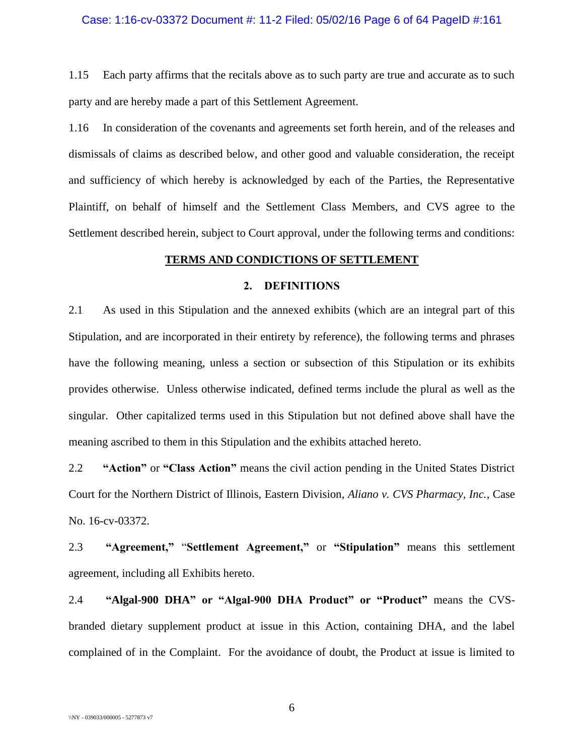1.15 Each party affirms that the recitals above as to such party are true and accurate as to such party and are hereby made a part of this Settlement Agreement.

1.16 In consideration of the covenants and agreements set forth herein, and of the releases and dismissals of claims as described below, and other good and valuable consideration, the receipt and sufficiency of which hereby is acknowledged by each of the Parties, the Representative Plaintiff, on behalf of himself and the Settlement Class Members, and CVS agree to the Settlement described herein, subject to Court approval, under the following terms and conditions:

**TERMS AND CONDICTIONS OF SETTLEMENT**

## 2. DEFINITIONS

2.1 As used in this Stipulation and the annexed exhibits (which are an integral part of this Stipulation, and are incorporated in their entirety by reference), the following terms and phrases have the following meaning, unless a section or subsection of this Stipulation or its exhibits provides otherwise. Unless otherwise indicated, defined terms include the plural as well as the singular. Other capitalized terms used in this Stipulation but not defined above shall have the meaning ascribed to them in this Stipulation and the exhibits attached hereto.

2.2 **"Action"** or **"Class Action"** means the civil action pending in the United States District Court for the Northern District of Illinois, Eastern Division, *Aliano v. CVS Pharmacy, Inc.*, Case No. 16-cv-03372.

2.3 **"Agreement,"** "**Settlement Agreement,"** or **"Stipulation"** means this settlement agreement, including all Exhibits hereto.

2.4 **"Algal-900 DHA" or "Algal-900 DHA Product" or "Product"** means the CVS-branded dietary supplement product at issue in this Action, containing DHA, and the label complained of in the Complaint. For the avoidance of doubt, the Product at issue is limited to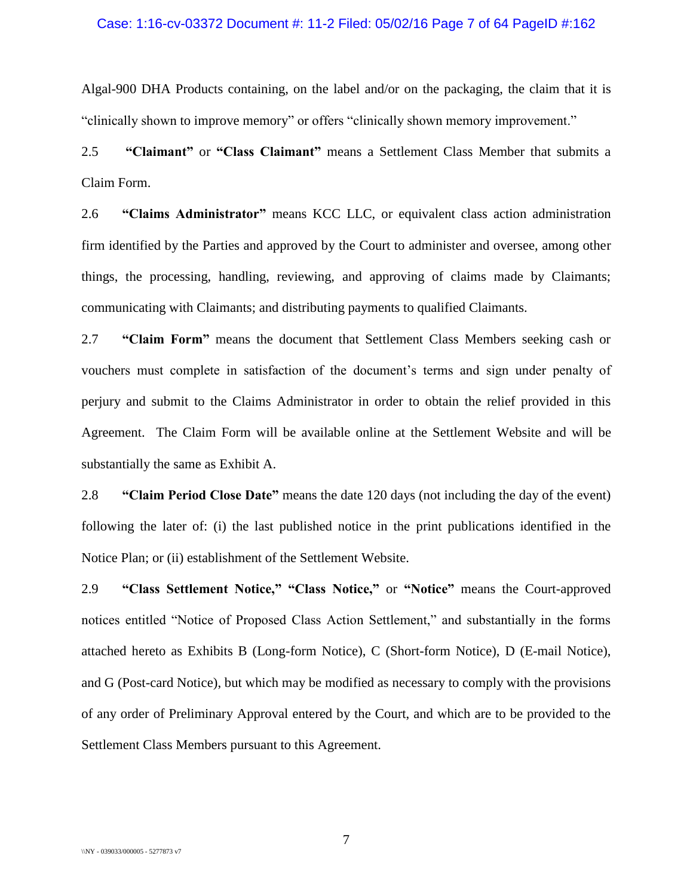Algal-900 DHA Products containing, on the label and/or on the packaging, the claim that it is "clinically shown to improve memory" or offers "clinically shown memory improvement."

2.5 **"Claimant"** or **"Class Claimant"** means a Settlement Class Member that submits a Claim Form.

2.6 **"Claims Administrator"** means KCC LLC, or equivalent class action administration firm identified by the Parties and approved by the Court to administer and oversee, among other things, the processing, handling, reviewing, and approving of claims made by Claimants; communicating with Claimants; and distributing payments to qualified Claimants.

2.7 **"Claim Form"** means the document that Settlement Class Members seeking cash or vouchers must complete in satisfaction of the document's terms and sign under penalty of perjury and submit to the Claims Administrator in order to obtain the relief provided in this Agreement. The Claim Form will be available online at the Settlement Website and will be substantially the same as Exhibit A.

2.8 **"Claim Period Close Date"** means the date 120 days (not including the day of the event) following the later of: (i) the last published notice in the print publications identified in the Notice Plan; or (ii) establishment of the Settlement Website.

2.9 **"Class Settlement Notice," "Class Notice,"** or **"Notice"** means the Court-approved notices entitled "Notice of Proposed Class Action Settlement," and substantially in the forms attached hereto as Exhibits B (Long-form Notice), C (Short-form Notice), D (E-mail Notice), and G (Post-card Notice), but which may be modified as necessary to comply with the provisions of any order of Preliminary Approval entered by the Court, and which are to be provided to the Settlement Class Members pursuant to this Agreement.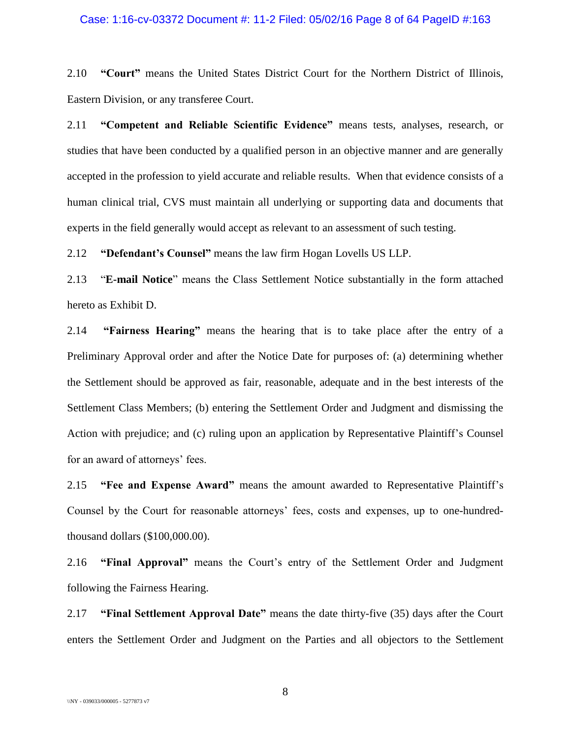2.10 **"Court"** means the United States District Court for the Northern District of Illinois, Eastern Division, or any transferee Court.

2.11 **"Competent and Reliable Scientific Evidence"** means tests, analyses, research, or studies that have been conducted by a qualified person in an objective manner and are generally accepted in the profession to yield accurate and reliable results. When that evidence consists of a human clinical trial, CVS must maintain all underlying or supporting data and documents that experts in the field generally would accept as relevant to an assessment of such testing.

2.12 **"Defendant's Counsel"** means the law firm Hogan Lovells US LLP.

2.13 "**E-mail Notice**" means the Class Settlement Notice substantially in the form attached hereto as Exhibit D.

2.14 **"Fairness Hearing"** means the hearing that is to take place after the entry of a Preliminary Approval order and after the Notice Date for purposes of: (a) determining whether the Settlement should be approved as fair, reasonable, adequate and in the best interests of the Settlement Class Members; (b) entering the Settlement Order and Judgment and dismissing the Action with prejudice; and (c) ruling upon an application by Representative Plaintiff's Counsel for an award of attorneys' fees.

2.15 **"Fee and Expense Award"** means the amount awarded to Representative Plaintiff's Counsel by the Court for reasonable attorneys' fees, costs and expenses, up to one-hundred-thousand dollars ($100,000.00).

2.16 **"Final Approval"** means the Court's entry of the Settlement Order and Judgment following the Fairness Hearing.

2.17 **"Final Settlement Approval Date"** means the date thirty-five (35) days after the Court enters the Settlement Order and Judgment on the Parties and all objectors to the Settlement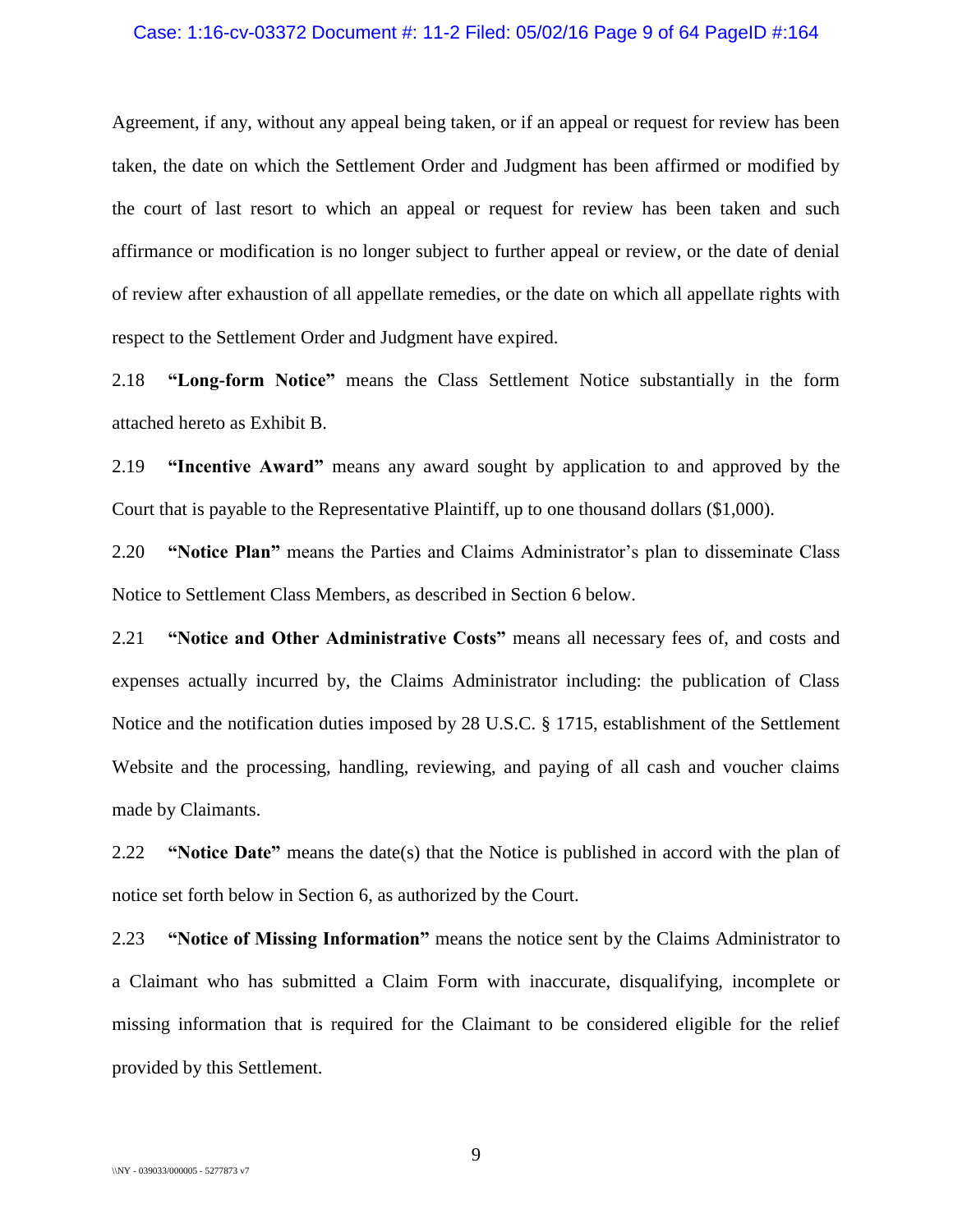Agreement, if any, without any appeal being taken, or if an appeal or request for review has been taken, the date on which the Settlement Order and Judgment has been affirmed or modified by the court of last resort to which an appeal or request for review has been taken and such affirmance or modification is no longer subject to further appeal or review, or the date of denial of review after exhaustion of all appellate remedies, or the date on which all appellate rights with respect to the Settlement Order and Judgment have expired.

2.18 **"Long-form Notice"** means the Class Settlement Notice substantially in the form attached hereto as Exhibit B.

2.19 **"Incentive Award"** means any award sought by application to and approved by the Court that is payable to the Representative Plaintiff, up to one thousand dollars ($1,000).

2.20 **"Notice Plan"** means the Parties and Claims Administrator's plan to disseminate Class Notice to Settlement Class Members, as described in Section 6 below.

2.21 **"Notice and Other Administrative Costs"** means all necessary fees of, and costs and expenses actually incurred by, the Claims Administrator including: the publication of Class Notice and the notification duties imposed by 28 U.S.C. § 1715, establishment of the Settlement Website and the processing, handling, reviewing, and paying of all cash and voucher claims made by Claimants.

2.22 **"Notice Date"** means the date(s) that the Notice is published in accord with the plan of notice set forth below in Section 6, as authorized by the Court.

2.23 **"Notice of Missing Information"** means the notice sent by the Claims Administrator to a Claimant who has submitted a Claim Form with inaccurate, disqualifying, incomplete or missing information that is required for the Claimant to be considered eligible for the relief provided by this Settlement.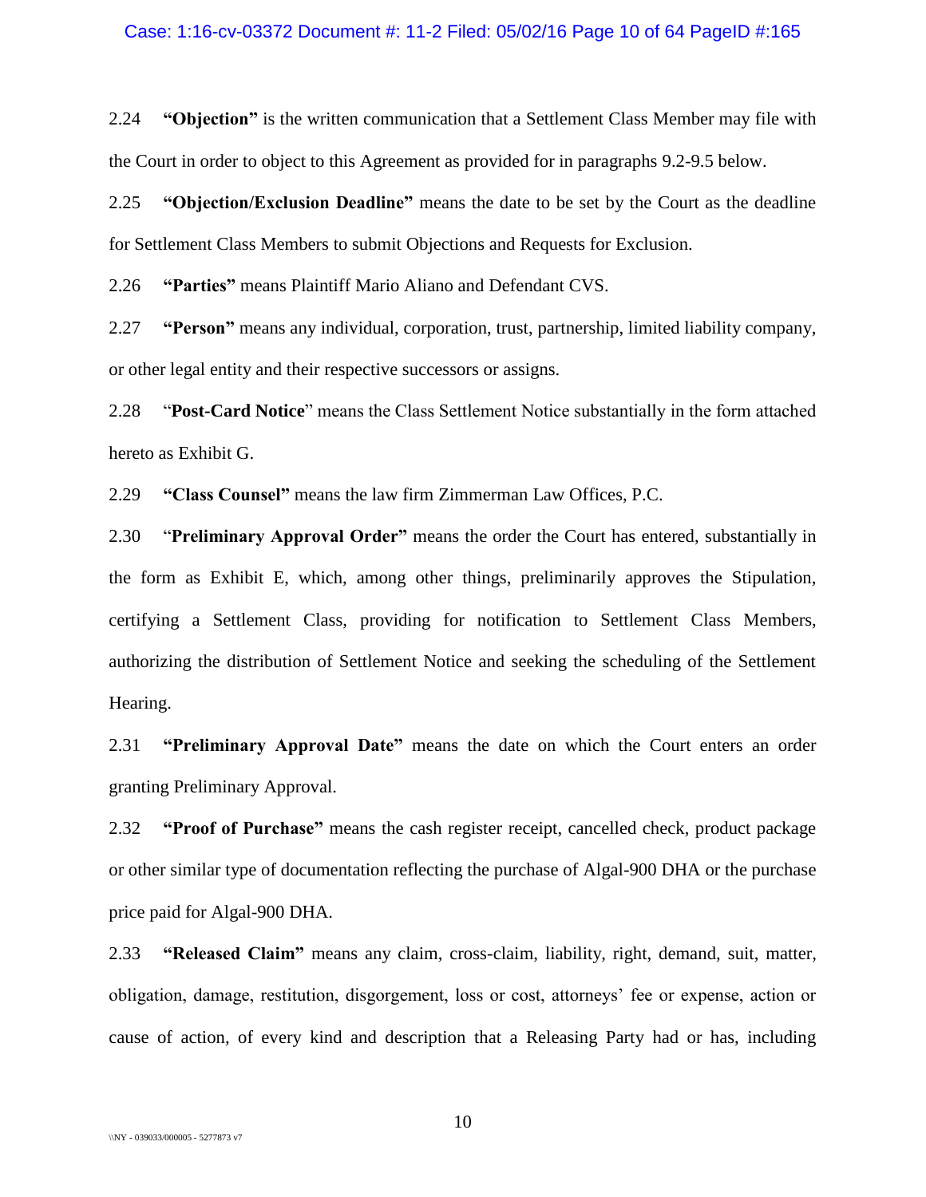2.24 **"Objection"** is the written communication that a Settlement Class Member may file with the Court in order to object to this Agreement as provided for in paragraphs 9.2-9.5 below.

2.25 **"Objection/Exclusion Deadline"** means the date to be set by the Court as the deadline for Settlement Class Members to submit Objections and Requests for Exclusion.

2.26 **"Parties"** means Plaintiff Mario Aliano and Defendant CVS.

2.27 **"Person"** means any individual, corporation, trust, partnership, limited liability company, or other legal entity and their respective successors or assigns.

2.28 "**Post-Card Notice**" means the Class Settlement Notice substantially in the form attached hereto as Exhibit G.

2.29 **"Class Counsel"** means the law firm Zimmerman Law Offices, P.C.

2.30 "**Preliminary Approval Order"** means the order the Court has entered, substantially in the form as Exhibit E, which, among other things, preliminarily approves the Stipulation, certifying a Settlement Class, providing for notification to Settlement Class Members, authorizing the distribution of Settlement Notice and seeking the scheduling of the Settlement Hearing.

2.31 **"Preliminary Approval Date"** means the date on which the Court enters an order granting Preliminary Approval.

2.32 **"Proof of Purchase"** means the cash register receipt, cancelled check, product package or other similar type of documentation reflecting the purchase of Algal-900 DHA or the purchase price paid for Algal-900 DHA.

2.33 **"Released Claim"** means any claim, cross-claim, liability, right, demand, suit, matter, obligation, damage, restitution, disgorgement, loss or cost, attorneys' fee or expense, action or cause of action, of every kind and description that a Releasing Party had or has, including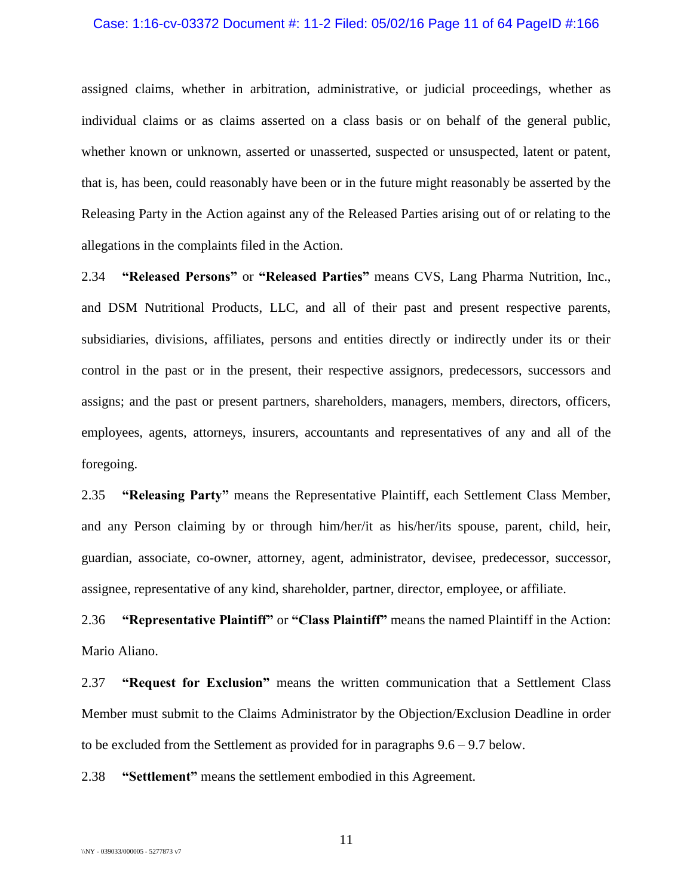assigned claims, whether in arbitration, administrative, or judicial proceedings, whether as individual claims or as claims asserted on a class basis or on behalf of the general public, whether known or unknown, asserted or unasserted, suspected or unsuspected, latent or patent, that is, has been, could reasonably have been or in the future might reasonably be asserted by the Releasing Party in the Action against any of the Released Parties arising out of or relating to the allegations in the complaints filed in the Action.

2.34 **"Released Persons"** or **"Released Parties"** means CVS, Lang Pharma Nutrition, Inc., and DSM Nutritional Products, LLC, and all of their past and present respective parents, subsidiaries, divisions, affiliates, persons and entities directly or indirectly under its or their control in the past or in the present, their respective assignors, predecessors, successors and assigns; and the past or present partners, shareholders, managers, members, directors, officers, employees, agents, attorneys, insurers, accountants and representatives of any and all of the foregoing.

2.35 **"Releasing Party"** means the Representative Plaintiff, each Settlement Class Member, and any Person claiming by or through him/her/it as his/her/its spouse, parent, child, heir, guardian, associate, co-owner, attorney, agent, administrator, devisee, predecessor, successor, assignee, representative of any kind, shareholder, partner, director, employee, or affiliate.

2.36 **"Representative Plaintiff"** or **"Class Plaintiff"** means the named Plaintiff in the Action: Mario Aliano.

2.37 **"Request for Exclusion"** means the written communication that a Settlement Class Member must submit to the Claims Administrator by the Objection/Exclusion Deadline in order to be excluded from the Settlement as provided for in paragraphs 9.6 – 9.7 below.

2.38 **"Settlement"** means the settlement embodied in this Agreement.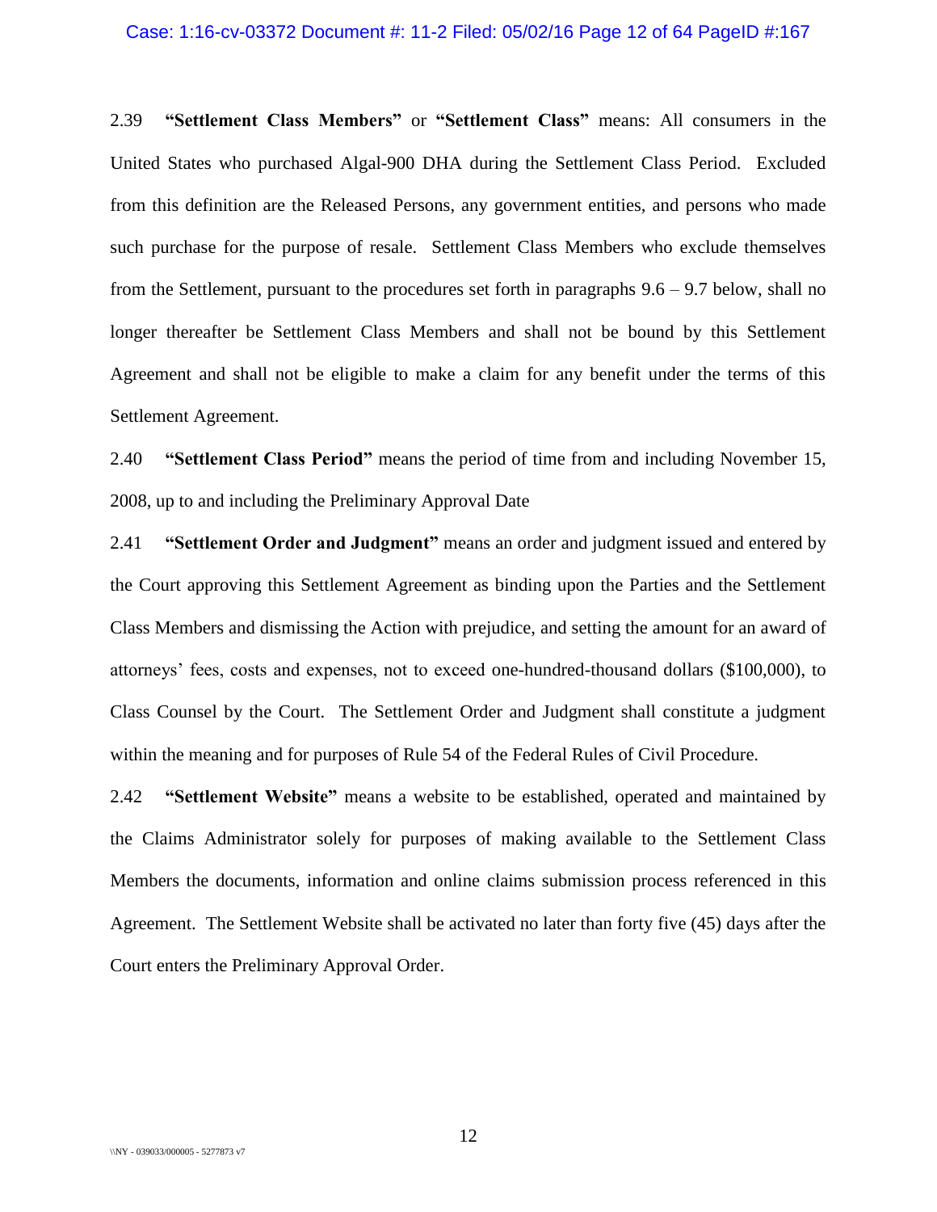2.39 **"Settlement Class Members"** or **"Settlement Class"** means: All consumers in the United States who purchased Algal-900 DHA during the Settlement Class Period. Excluded from this definition are the Released Persons, any government entities, and persons who made such purchase for the purpose of resale. Settlement Class Members who exclude themselves from the Settlement, pursuant to the procedures set forth in paragraphs 9.6 – 9.7 below, shall no longer thereafter be Settlement Class Members and shall not be bound by this Settlement Agreement and shall not be eligible to make a claim for any benefit under the terms of this Settlement Agreement.

2.40 **"Settlement Class Period"** means the period of time from and including November 15, 2008, up to and including the Preliminary Approval Date

2.41 **"Settlement Order and Judgment"** means an order and judgment issued and entered by the Court approving this Settlement Agreement as binding upon the Parties and the Settlement Class Members and dismissing the Action with prejudice, and setting the amount for an award of attorneys' fees, costs and expenses, not to exceed one-hundred-thousand dollars ($100,000), to Class Counsel by the Court. The Settlement Order and Judgment shall constitute a judgment within the meaning and for purposes of Rule 54 of the Federal Rules of Civil Procedure.

2.42 **"Settlement Website"** means a website to be established, operated and maintained by the Claims Administrator solely for purposes of making available to the Settlement Class Members the documents, information and online claims submission process referenced in this Agreement. The Settlement Website shall be activated no later than forty five (45) days after the Court enters the Preliminary Approval Order.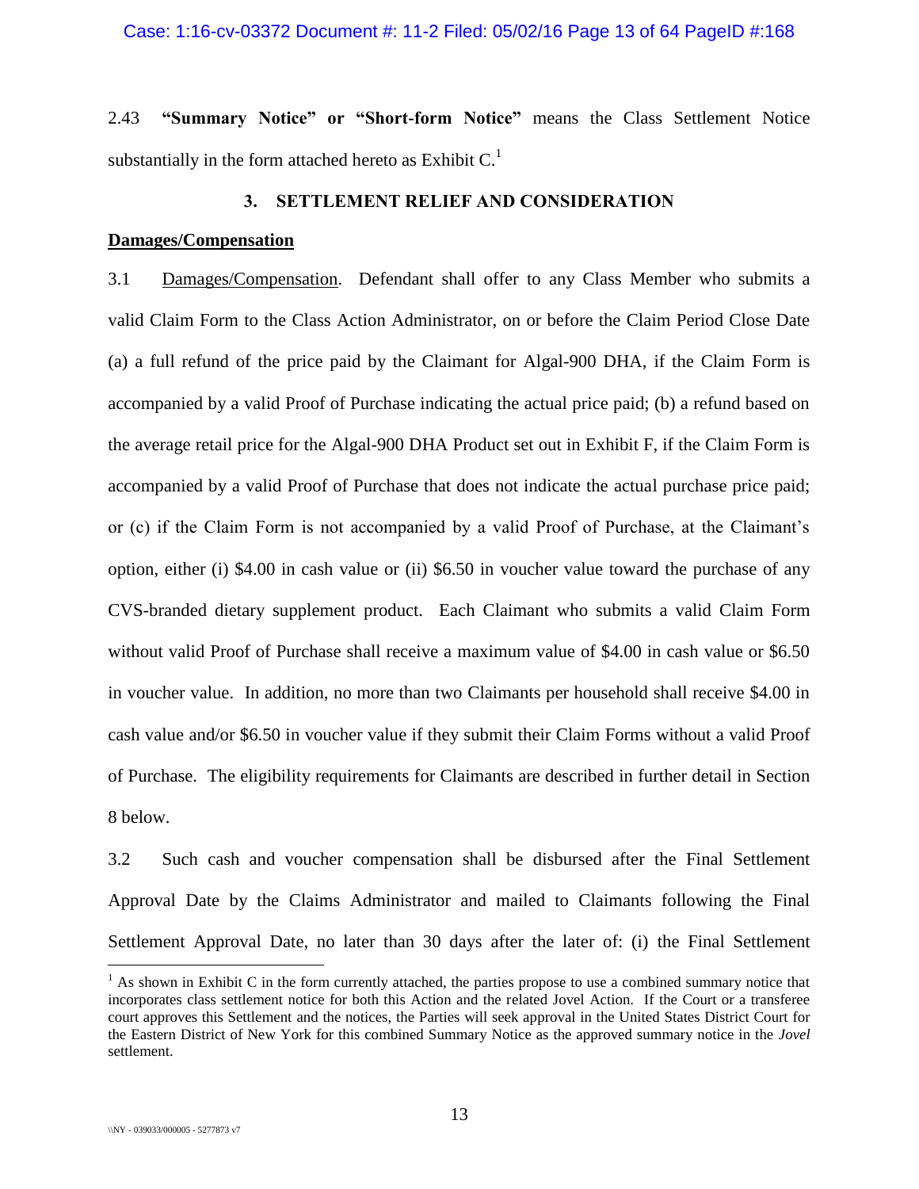2.43 **"Summary Notice" or "Short-form Notice"** means the Class Settlement Notice substantially in the form attached hereto as Exhibit C.[1]

## 3. SETTLEMENT RELIEF AND CONSIDERATION

**Damages/Compensation**

3.1 Damages/Compensation. Defendant shall offer to any Class Member who submits a valid Claim Form to the Class Action Administrator, on or before the Claim Period Close Date (a) a full refund of the price paid by the Claimant for Algal-900 DHA, if the Claim Form is accompanied by a valid Proof of Purchase indicating the actual price paid; (b) a refund based on the average retail price for the Algal-900 DHA Product set out in Exhibit F, if the Claim Form is accompanied by a valid Proof of Purchase that does not indicate the actual purchase price paid; or (c) if the Claim Form is not accompanied by a valid Proof of Purchase, at the Claimant's option, either (i) $4.00 in cash value or (ii) $6.50 in voucher value toward the purchase of any CVS-branded dietary supplement product. Each Claimant who submits a valid Claim Form without valid Proof of Purchase shall receive a maximum value of $4.00 in cash value or $6.50 in voucher value. In addition, no more than two Claimants per household shall receive $4.00 in cash value and/or $6.50 in voucher value if they submit their Claim Forms without a valid Proof of Purchase. The eligibility requirements for Claimants are described in further detail in Section 8 below.

3.2 Such cash and voucher compensation shall be disbursed after the Final Settlement Approval Date by the Claims Administrator and mailed to Claimants following the Final Settlement Approval Date, no later than 30 days after the later of: (i) the Final Settlement

[1] As shown in Exhibit C in the form currently attached, the parties propose to use a combined summary notice that incorporates class settlement notice for both this Action and the related Jovel Action. If the Court or a transferee court approves this Settlement and the notices, the Parties will seek approval in the United States District Court for the Eastern District of New York for this combined Summary Notice as the approved summary notice in the *Jovel* settlement.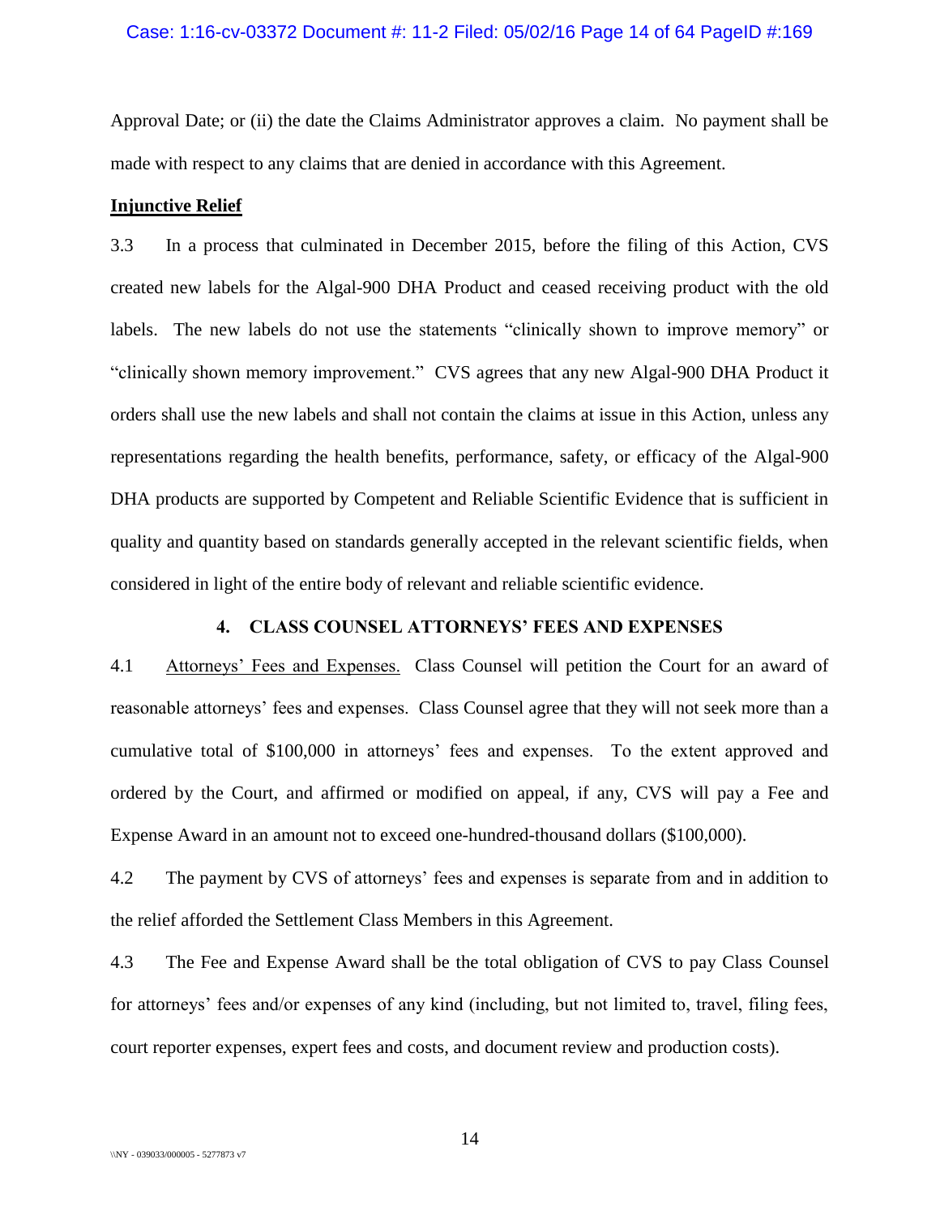Approval Date; or (ii) the date the Claims Administrator approves a claim. No payment shall be made with respect to any claims that are denied in accordance with this Agreement.

**Injunctive Relief**

3.3 In a process that culminated in December 2015, before the filing of this Action, CVS created new labels for the Algal-900 DHA Product and ceased receiving product with the old labels. The new labels do not use the statements "clinically shown to improve memory" or "clinically shown memory improvement." CVS agrees that any new Algal-900 DHA Product it orders shall use the new labels and shall not contain the claims at issue in this Action, unless any representations regarding the health benefits, performance, safety, or efficacy of the Algal-900 DHA products are supported by Competent and Reliable Scientific Evidence that is sufficient in quality and quantity based on standards generally accepted in the relevant scientific fields, when considered in light of the entire body of relevant and reliable scientific evidence.

## 4. CLASS COUNSEL ATTORNEYS' FEES AND EXPENSES

4.1 Attorneys' Fees and Expenses. Class Counsel will petition the Court for an award of reasonable attorneys' fees and expenses. Class Counsel agree that they will not seek more than a cumulative total of $100,000 in attorneys' fees and expenses. To the extent approved and ordered by the Court, and affirmed or modified on appeal, if any, CVS will pay a Fee and Expense Award in an amount not to exceed one-hundred-thousand dollars ($100,000).

4.2 The payment by CVS of attorneys' fees and expenses is separate from and in addition to the relief afforded the Settlement Class Members in this Agreement.

4.3 The Fee and Expense Award shall be the total obligation of CVS to pay Class Counsel for attorneys' fees and/or expenses of any kind (including, but not limited to, travel, filing fees, court reporter expenses, expert fees and costs, and document review and production costs).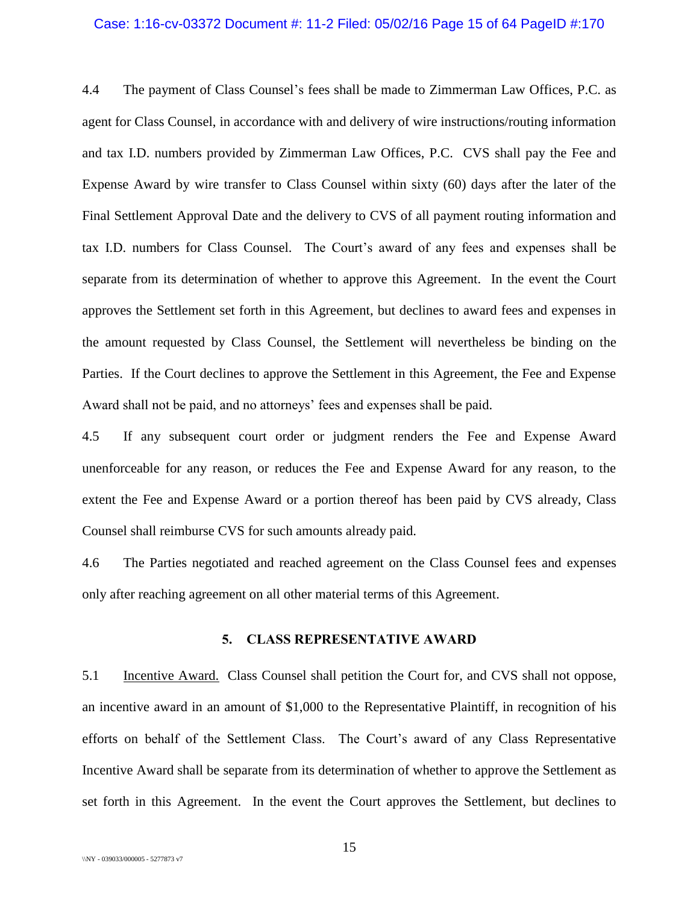4.4 The payment of Class Counsel's fees shall be made to Zimmerman Law Offices, P.C. as agent for Class Counsel, in accordance with and delivery of wire instructions/routing information and tax I.D. numbers provided by Zimmerman Law Offices, P.C. CVS shall pay the Fee and Expense Award by wire transfer to Class Counsel within sixty (60) days after the later of the Final Settlement Approval Date and the delivery to CVS of all payment routing information and tax I.D. numbers for Class Counsel. The Court's award of any fees and expenses shall be separate from its determination of whether to approve this Agreement. In the event the Court approves the Settlement set forth in this Agreement, but declines to award fees and expenses in the amount requested by Class Counsel, the Settlement will nevertheless be binding on the Parties. If the Court declines to approve the Settlement in this Agreement, the Fee and Expense Award shall not be paid, and no attorneys' fees and expenses shall be paid.

4.5 If any subsequent court order or judgment renders the Fee and Expense Award unenforceable for any reason, or reduces the Fee and Expense Award for any reason, to the extent the Fee and Expense Award or a portion thereof has been paid by CVS already, Class Counsel shall reimburse CVS for such amounts already paid.

4.6 The Parties negotiated and reached agreement on the Class Counsel fees and expenses only after reaching agreement on all other material terms of this Agreement.

## 5. CLASS REPRESENTATIVE AWARD

5.1 Incentive Award. Class Counsel shall petition the Court for, and CVS shall not oppose, an incentive award in an amount of $1,000 to the Representative Plaintiff, in recognition of his efforts on behalf of the Settlement Class. The Court's award of any Class Representative Incentive Award shall be separate from its determination of whether to approve the Settlement as set forth in this Agreement. In the event the Court approves the Settlement, but declines to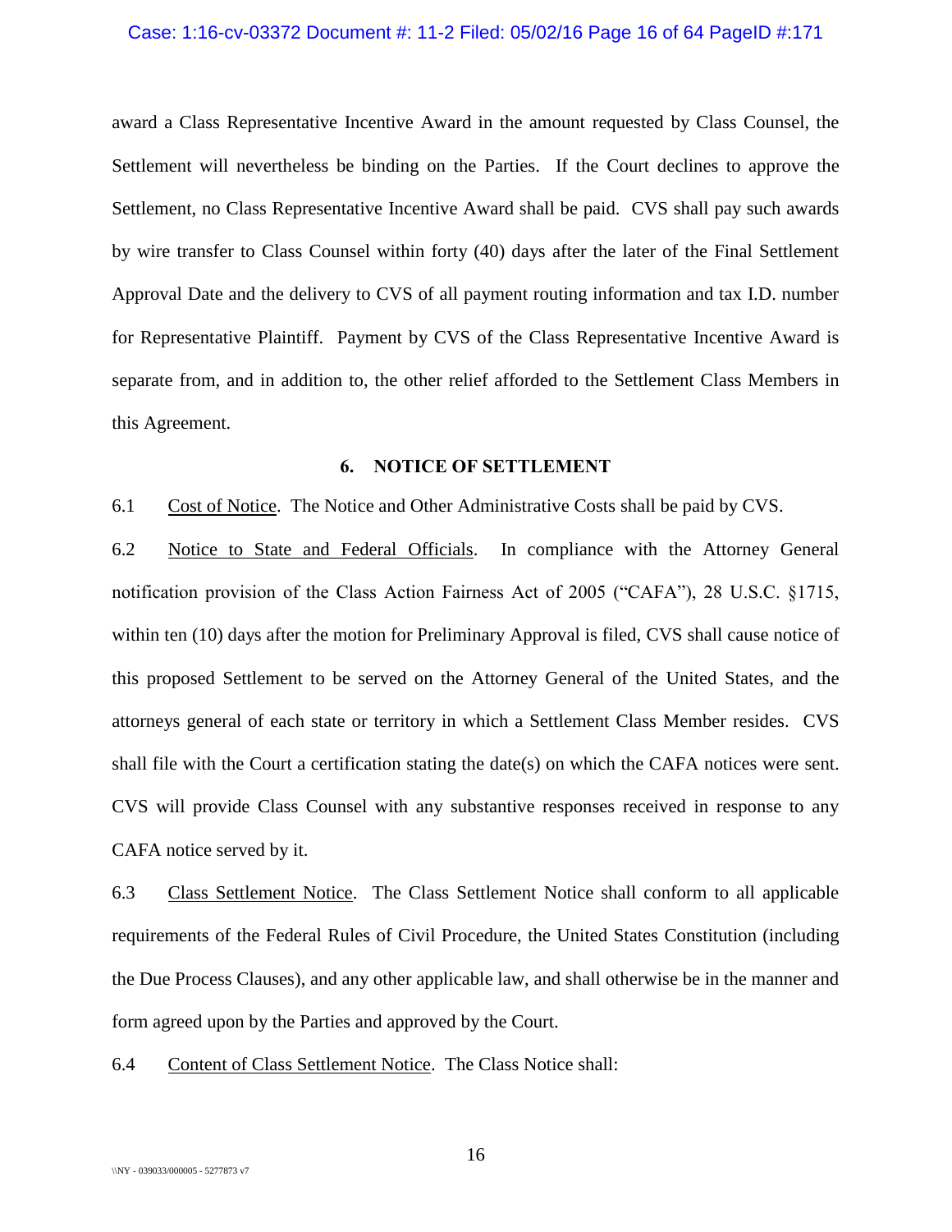award a Class Representative Incentive Award in the amount requested by Class Counsel, the Settlement will nevertheless be binding on the Parties. If the Court declines to approve the Settlement, no Class Representative Incentive Award shall be paid. CVS shall pay such awards by wire transfer to Class Counsel within forty (40) days after the later of the Final Settlement Approval Date and the delivery to CVS of all payment routing information and tax I.D. number for Representative Plaintiff. Payment by CVS of the Class Representative Incentive Award is separate from, and in addition to, the other relief afforded to the Settlement Class Members in this Agreement.

## 6. NOTICE OF SETTLEMENT

6.1 Cost of Notice. The Notice and Other Administrative Costs shall be paid by CVS.

6.2 Notice to State and Federal Officials. In compliance with the Attorney General notification provision of the Class Action Fairness Act of 2005 ("CAFA"), 28 U.S.C. §1715, within ten (10) days after the motion for Preliminary Approval is filed, CVS shall cause notice of this proposed Settlement to be served on the Attorney General of the United States, and the attorneys general of each state or territory in which a Settlement Class Member resides. CVS shall file with the Court a certification stating the date(s) on which the CAFA notices were sent. CVS will provide Class Counsel with any substantive responses received in response to any CAFA notice served by it.

6.3 Class Settlement Notice. The Class Settlement Notice shall conform to all applicable requirements of the Federal Rules of Civil Procedure, the United States Constitution (including the Due Process Clauses), and any other applicable law, and shall otherwise be in the manner and form agreed upon by the Parties and approved by the Court.

6.4 Content of Class Settlement Notice. The Class Notice shall: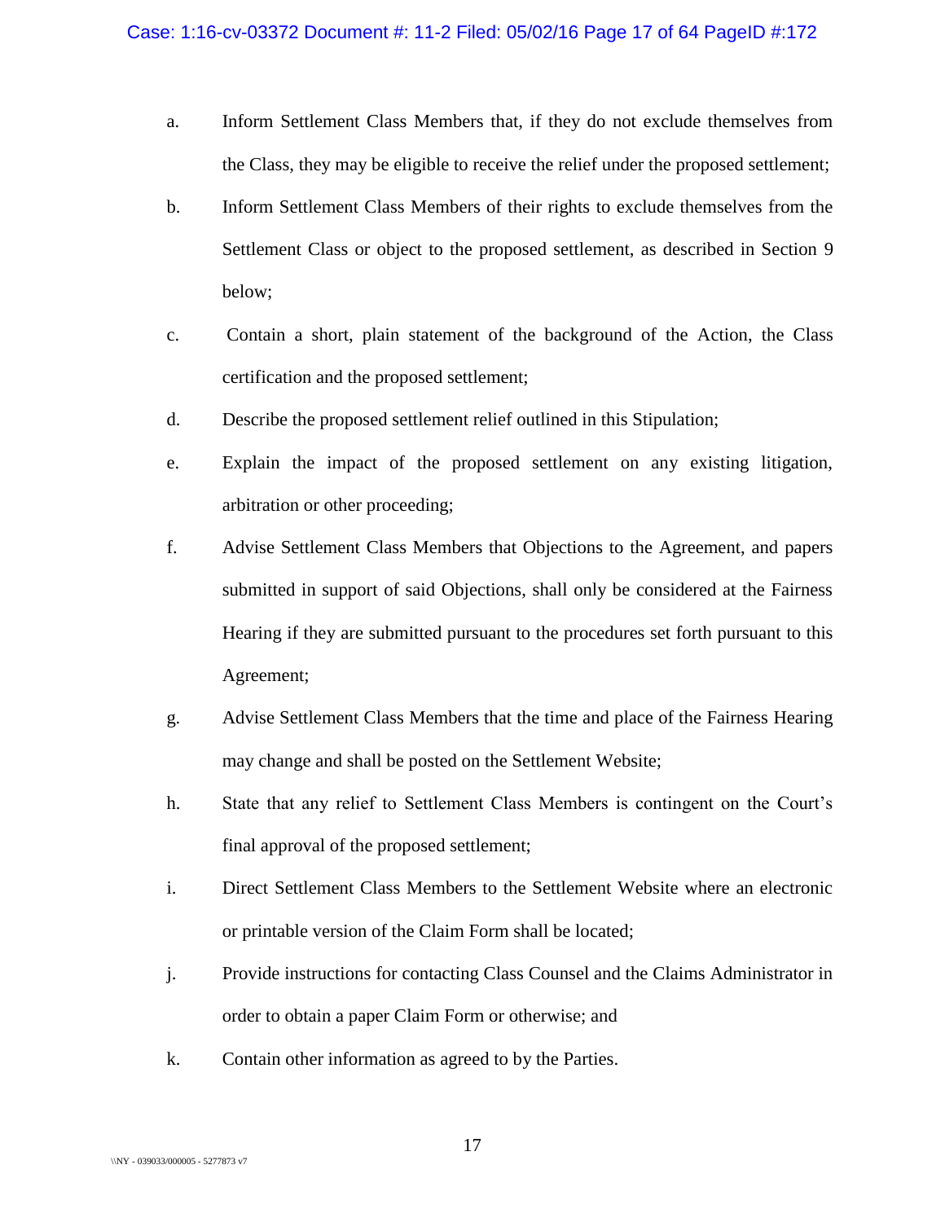a. Inform Settlement Class Members that, if they do not exclude themselves from the Class, they may be eligible to receive the relief under the proposed settlement;

b. Inform Settlement Class Members of their rights to exclude themselves from the Settlement Class or object to the proposed settlement, as described in Section 9 below;

c. Contain a short, plain statement of the background of the Action, the Class certification and the proposed settlement;

d. Describe the proposed settlement relief outlined in this Stipulation;

e. Explain the impact of the proposed settlement on any existing litigation, arbitration or other proceeding;

f. Advise Settlement Class Members that Objections to the Agreement, and papers submitted in support of said Objections, shall only be considered at the Fairness Hearing if they are submitted pursuant to the procedures set forth pursuant to this Agreement;

g. Advise Settlement Class Members that the time and place of the Fairness Hearing may change and shall be posted on the Settlement Website;

h. State that any relief to Settlement Class Members is contingent on the Court's final approval of the proposed settlement;

i. Direct Settlement Class Members to the Settlement Website where an electronic or printable version of the Claim Form shall be located;

j. Provide instructions for contacting Class Counsel and the Claims Administrator in order to obtain a paper Claim Form or otherwise; and

k. Contain other information as agreed to by the Parties.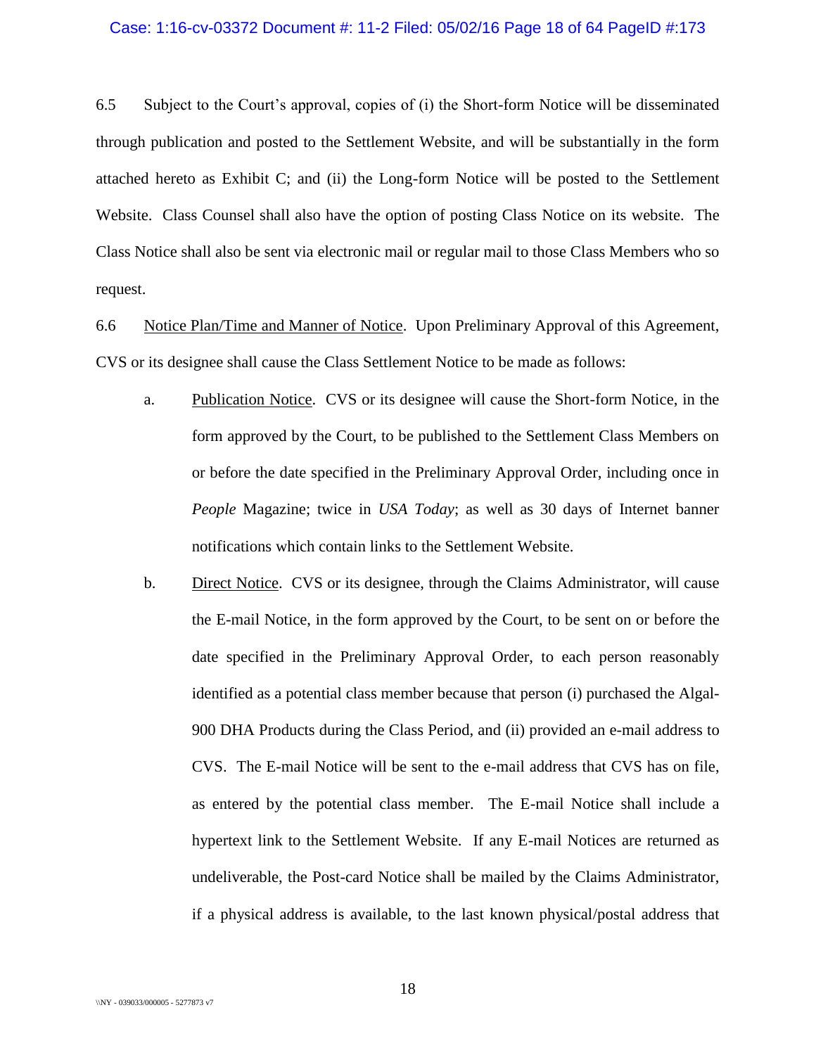6.5 Subject to the Court's approval, copies of (i) the Short-form Notice will be disseminated through publication and posted to the Settlement Website, and will be substantially in the form attached hereto as Exhibit C; and (ii) the Long-form Notice will be posted to the Settlement Website. Class Counsel shall also have the option of posting Class Notice on its website. The Class Notice shall also be sent via electronic mail or regular mail to those Class Members who so request.

6.6 Notice Plan/Time and Manner of Notice. Upon Preliminary Approval of this Agreement, CVS or its designee shall cause the Class Settlement Notice to be made as follows:

a. Publication Notice. CVS or its designee will cause the Short-form Notice, in the form approved by the Court, to be published to the Settlement Class Members on or before the date specified in the Preliminary Approval Order, including once in *People* Magazine; twice in *USA Today*; as well as 30 days of Internet banner notifications which contain links to the Settlement Website.

b. Direct Notice. CVS or its designee, through the Claims Administrator, will cause the E-mail Notice, in the form approved by the Court, to be sent on or before the date specified in the Preliminary Approval Order, to each person reasonably identified as a potential class member because that person (i) purchased the Algal-900 DHA Products during the Class Period, and (ii) provided an e-mail address to CVS. The E-mail Notice will be sent to the e-mail address that CVS has on file, as entered by the potential class member. The E-mail Notice shall include a hypertext link to the Settlement Website. If any E-mail Notices are returned as undeliverable, the Post-card Notice shall be mailed by the Claims Administrator, if a physical address is available, to the last known physical/postal address that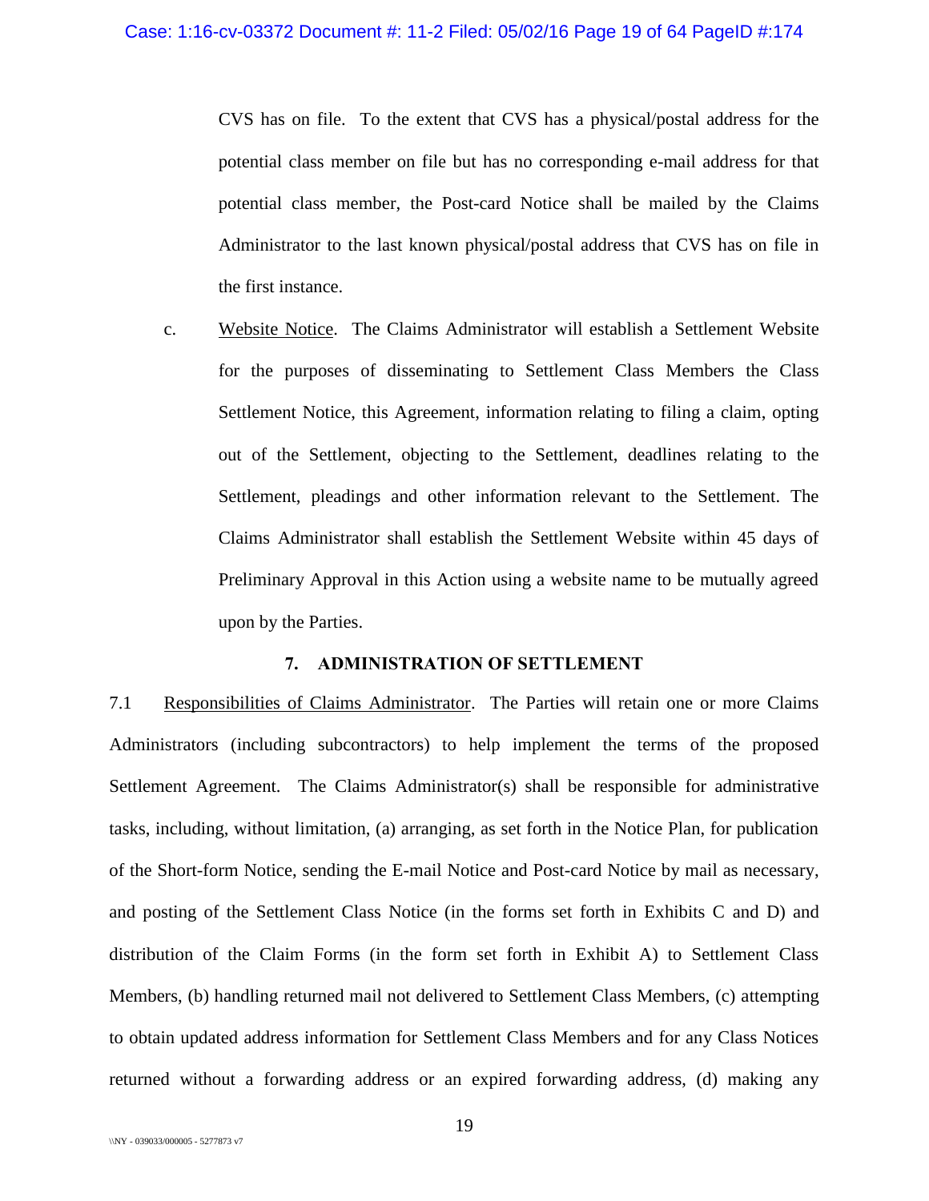CVS has on file. To the extent that CVS has a physical/postal address for the potential class member on file but has no corresponding e-mail address for that potential class member, the Post-card Notice shall be mailed by the Claims Administrator to the last known physical/postal address that CVS has on file in the first instance.

c. Website Notice. The Claims Administrator will establish a Settlement Website for the purposes of disseminating to Settlement Class Members the Class Settlement Notice, this Agreement, information relating to filing a claim, opting out of the Settlement, objecting to the Settlement, deadlines relating to the Settlement, pleadings and other information relevant to the Settlement. The Claims Administrator shall establish the Settlement Website within 45 days of Preliminary Approval in this Action using a website name to be mutually agreed upon by the Parties.

## 7. ADMINISTRATION OF SETTLEMENT

7.1 Responsibilities of Claims Administrator. The Parties will retain one or more Claims Administrators (including subcontractors) to help implement the terms of the proposed Settlement Agreement. The Claims Administrator(s) shall be responsible for administrative tasks, including, without limitation, (a) arranging, as set forth in the Notice Plan, for publication of the Short-form Notice, sending the E-mail Notice and Post-card Notice by mail as necessary, and posting of the Settlement Class Notice (in the forms set forth in Exhibits C and D) and distribution of the Claim Forms (in the form set forth in Exhibit A) to Settlement Class Members, (b) handling returned mail not delivered to Settlement Class Members, (c) attempting to obtain updated address information for Settlement Class Members and for any Class Notices returned without a forwarding address or an expired forwarding address, (d) making any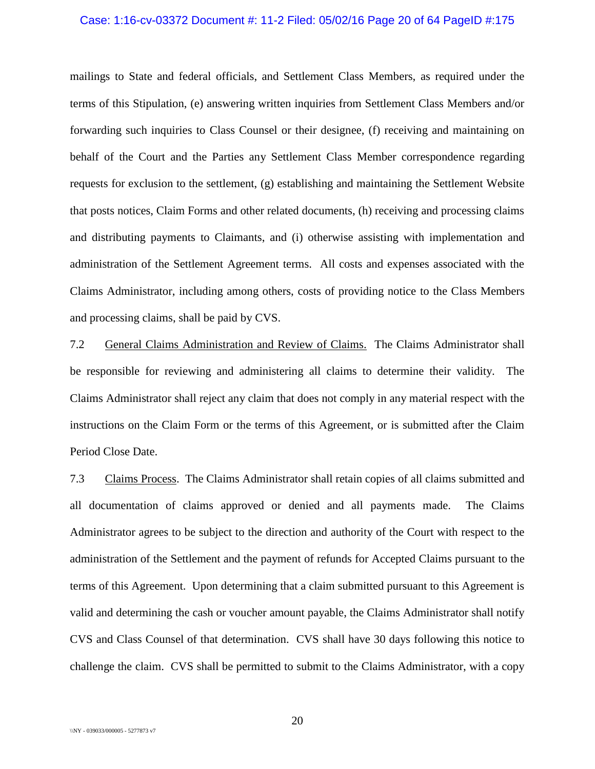mailings to State and federal officials, and Settlement Class Members, as required under the terms of this Stipulation, (e) answering written inquiries from Settlement Class Members and/or forwarding such inquiries to Class Counsel or their designee, (f) receiving and maintaining on behalf of the Court and the Parties any Settlement Class Member correspondence regarding requests for exclusion to the settlement, (g) establishing and maintaining the Settlement Website that posts notices, Claim Forms and other related documents, (h) receiving and processing claims and distributing payments to Claimants, and (i) otherwise assisting with implementation and administration of the Settlement Agreement terms. All costs and expenses associated with the Claims Administrator, including among others, costs of providing notice to the Class Members and processing claims, shall be paid by CVS.

7.2 General Claims Administration and Review of Claims. The Claims Administrator shall be responsible for reviewing and administering all claims to determine their validity. The Claims Administrator shall reject any claim that does not comply in any material respect with the instructions on the Claim Form or the terms of this Agreement, or is submitted after the Claim Period Close Date.

7.3 Claims Process. The Claims Administrator shall retain copies of all claims submitted and all documentation of claims approved or denied and all payments made. The Claims Administrator agrees to be subject to the direction and authority of the Court with respect to the administration of the Settlement and the payment of refunds for Accepted Claims pursuant to the terms of this Agreement. Upon determining that a claim submitted pursuant to this Agreement is valid and determining the cash or voucher amount payable, the Claims Administrator shall notify CVS and Class Counsel of that determination. CVS shall have 30 days following this notice to challenge the claim. CVS shall be permitted to submit to the Claims Administrator, with a copy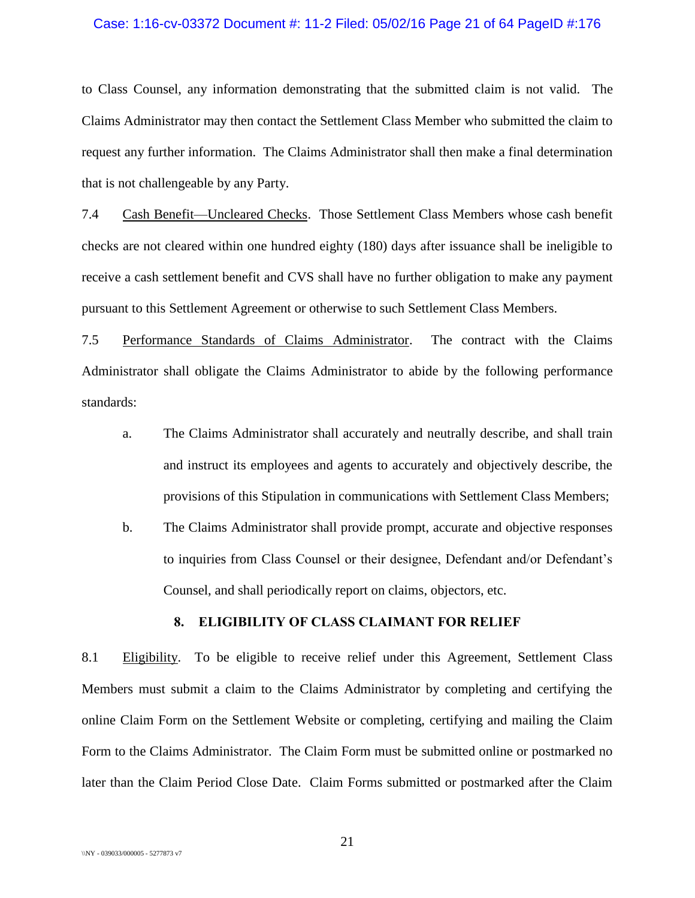to Class Counsel, any information demonstrating that the submitted claim is not valid. The Claims Administrator may then contact the Settlement Class Member who submitted the claim to request any further information. The Claims Administrator shall then make a final determination that is not challengeable by any Party.

7.4 Cash Benefit—Uncleared Checks. Those Settlement Class Members whose cash benefit checks are not cleared within one hundred eighty (180) days after issuance shall be ineligible to receive a cash settlement benefit and CVS shall have no further obligation to make any payment pursuant to this Settlement Agreement or otherwise to such Settlement Class Members.

7.5 Performance Standards of Claims Administrator. The contract with the Claims Administrator shall obligate the Claims Administrator to abide by the following performance standards:

a. The Claims Administrator shall accurately and neutrally describe, and shall train and instruct its employees and agents to accurately and objectively describe, the provisions of this Stipulation in communications with Settlement Class Members;

b. The Claims Administrator shall provide prompt, accurate and objective responses to inquiries from Class Counsel or their designee, Defendant and/or Defendant's Counsel, and shall periodically report on claims, objectors, etc.

## 8. ELIGIBILITY OF CLASS CLAIMANT FOR RELIEF

8.1 Eligibility. To be eligible to receive relief under this Agreement, Settlement Class Members must submit a claim to the Claims Administrator by completing and certifying the online Claim Form on the Settlement Website or completing, certifying and mailing the Claim Form to the Claims Administrator. The Claim Form must be submitted online or postmarked no later than the Claim Period Close Date. Claim Forms submitted or postmarked after the Claim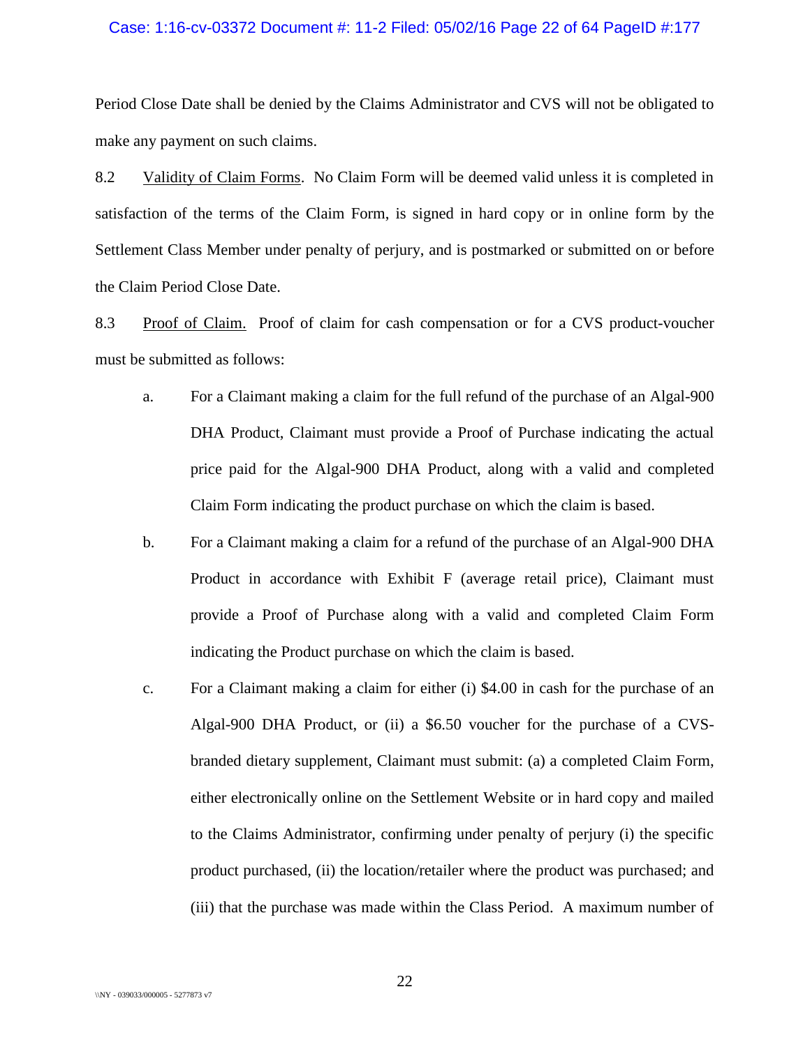Period Close Date shall be denied by the Claims Administrator and CVS will not be obligated to make any payment on such claims.

8.2 Validity of Claim Forms. No Claim Form will be deemed valid unless it is completed in satisfaction of the terms of the Claim Form, is signed in hard copy or in online form by the Settlement Class Member under penalty of perjury, and is postmarked or submitted on or before the Claim Period Close Date.

8.3 Proof of Claim. Proof of claim for cash compensation or for a CVS product-voucher must be submitted as follows:

a. For a Claimant making a claim for the full refund of the purchase of an Algal-900 DHA Product, Claimant must provide a Proof of Purchase indicating the actual price paid for the Algal-900 DHA Product, along with a valid and completed Claim Form indicating the product purchase on which the claim is based.

b. For a Claimant making a claim for a refund of the purchase of an Algal-900 DHA Product in accordance with Exhibit F (average retail price), Claimant must provide a Proof of Purchase along with a valid and completed Claim Form indicating the Product purchase on which the claim is based.

c. For a Claimant making a claim for either (i) $4.00 in cash for the purchase of an Algal-900 DHA Product, or (ii) a $6.50 voucher for the purchase of a CVS-branded dietary supplement, Claimant must submit: (a) a completed Claim Form, either electronically online on the Settlement Website or in hard copy and mailed to the Claims Administrator, confirming under penalty of perjury (i) the specific product purchased, (ii) the location/retailer where the product was purchased; and (iii) that the purchase was made within the Class Period. A maximum number of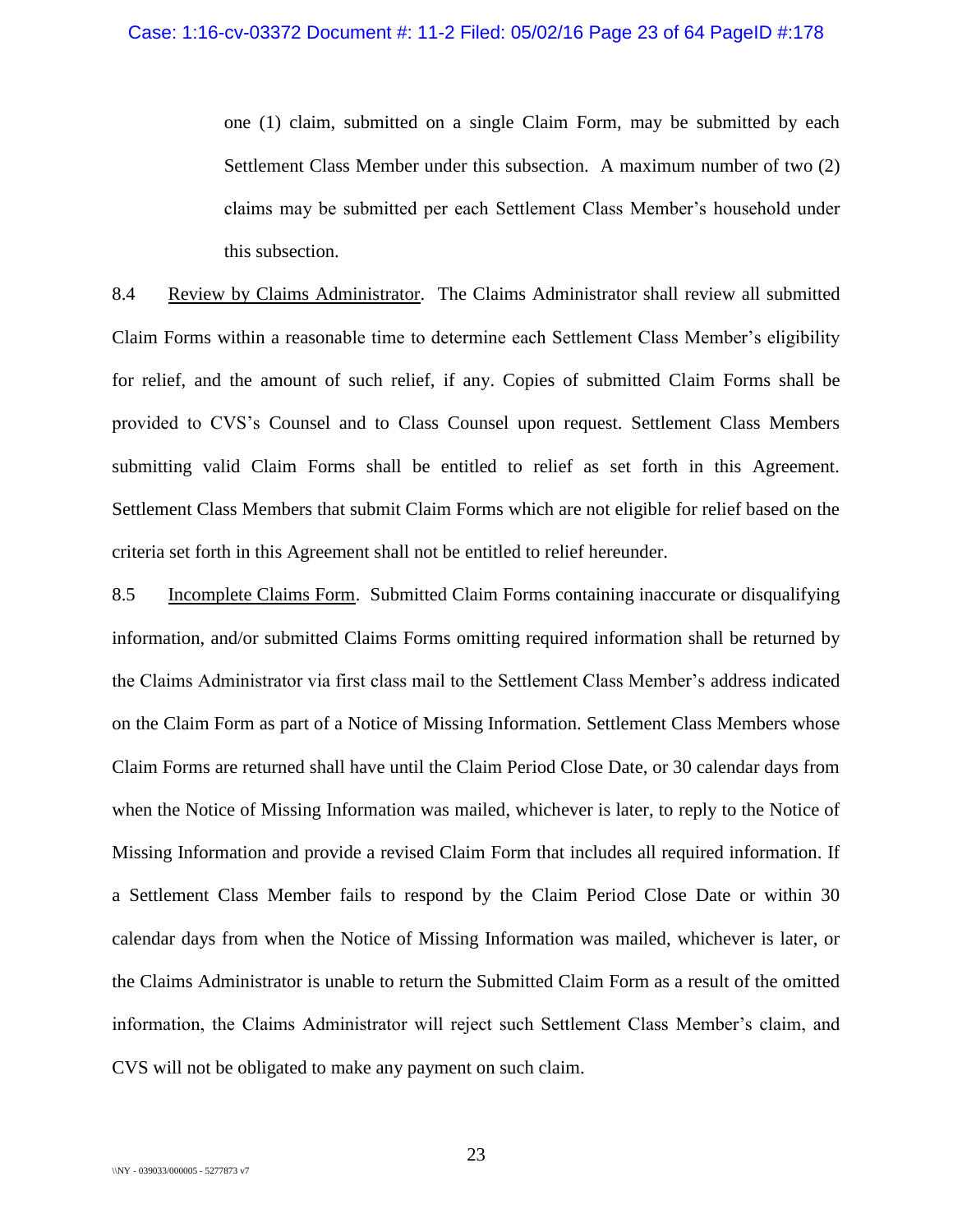one (1) claim, submitted on a single Claim Form, may be submitted by each Settlement Class Member under this subsection. A maximum number of two (2) claims may be submitted per each Settlement Class Member's household under this subsection.

8.4 Review by Claims Administrator. The Claims Administrator shall review all submitted Claim Forms within a reasonable time to determine each Settlement Class Member's eligibility for relief, and the amount of such relief, if any. Copies of submitted Claim Forms shall be provided to CVS's Counsel and to Class Counsel upon request. Settlement Class Members submitting valid Claim Forms shall be entitled to relief as set forth in this Agreement. Settlement Class Members that submit Claim Forms which are not eligible for relief based on the criteria set forth in this Agreement shall not be entitled to relief hereunder.

8.5 Incomplete Claims Form. Submitted Claim Forms containing inaccurate or disqualifying information, and/or submitted Claims Forms omitting required information shall be returned by the Claims Administrator via first class mail to the Settlement Class Member's address indicated on the Claim Form as part of a Notice of Missing Information. Settlement Class Members whose Claim Forms are returned shall have until the Claim Period Close Date, or 30 calendar days from when the Notice of Missing Information was mailed, whichever is later, to reply to the Notice of Missing Information and provide a revised Claim Form that includes all required information. If a Settlement Class Member fails to respond by the Claim Period Close Date or within 30 calendar days from when the Notice of Missing Information was mailed, whichever is later, or the Claims Administrator is unable to return the Submitted Claim Form as a result of the omitted information, the Claims Administrator will reject such Settlement Class Member's claim, and CVS will not be obligated to make any payment on such claim.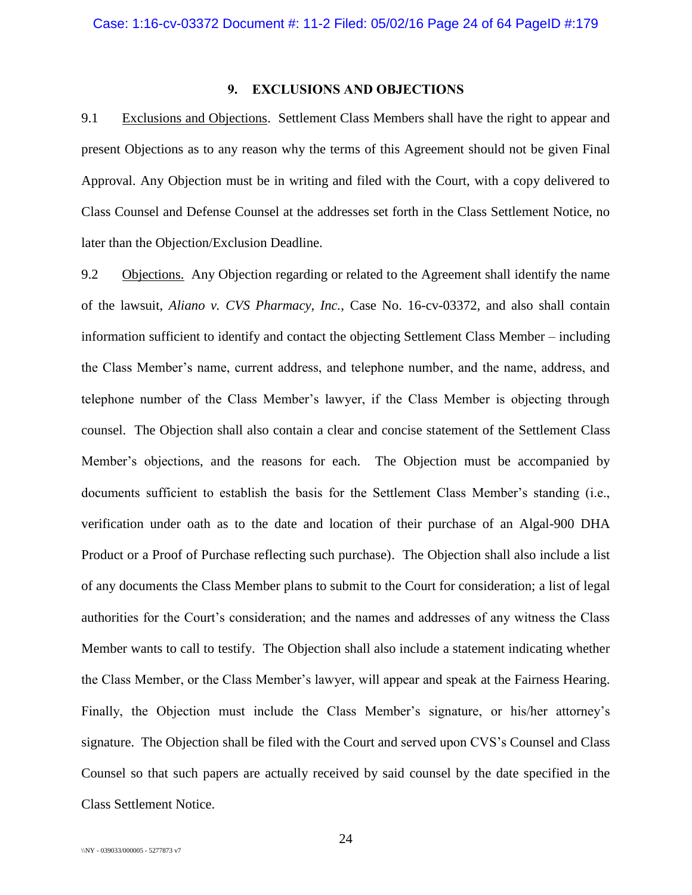## 9. EXCLUSIONS AND OBJECTIONS

9.1 Exclusions and Objections. Settlement Class Members shall have the right to appear and present Objections as to any reason why the terms of this Agreement should not be given Final Approval. Any Objection must be in writing and filed with the Court, with a copy delivered to Class Counsel and Defense Counsel at the addresses set forth in the Class Settlement Notice, no later than the Objection/Exclusion Deadline.

9.2 Objections. Any Objection regarding or related to the Agreement shall identify the name of the lawsuit, *Aliano v. CVS Pharmacy, Inc.*, Case No. 16-cv-03372, and also shall contain information sufficient to identify and contact the objecting Settlement Class Member – including the Class Member's name, current address, and telephone number, and the name, address, and telephone number of the Class Member's lawyer, if the Class Member is objecting through counsel. The Objection shall also contain a clear and concise statement of the Settlement Class Member's objections, and the reasons for each. The Objection must be accompanied by documents sufficient to establish the basis for the Settlement Class Member's standing (i.e., verification under oath as to the date and location of their purchase of an Algal-900 DHA Product or a Proof of Purchase reflecting such purchase). The Objection shall also include a list of any documents the Class Member plans to submit to the Court for consideration; a list of legal authorities for the Court's consideration; and the names and addresses of any witness the Class Member wants to call to testify. The Objection shall also include a statement indicating whether the Class Member, or the Class Member's lawyer, will appear and speak at the Fairness Hearing. Finally, the Objection must include the Class Member's signature, or his/her attorney's signature. The Objection shall be filed with the Court and served upon CVS's Counsel and Class Counsel so that such papers are actually received by said counsel by the date specified in the Class Settlement Notice.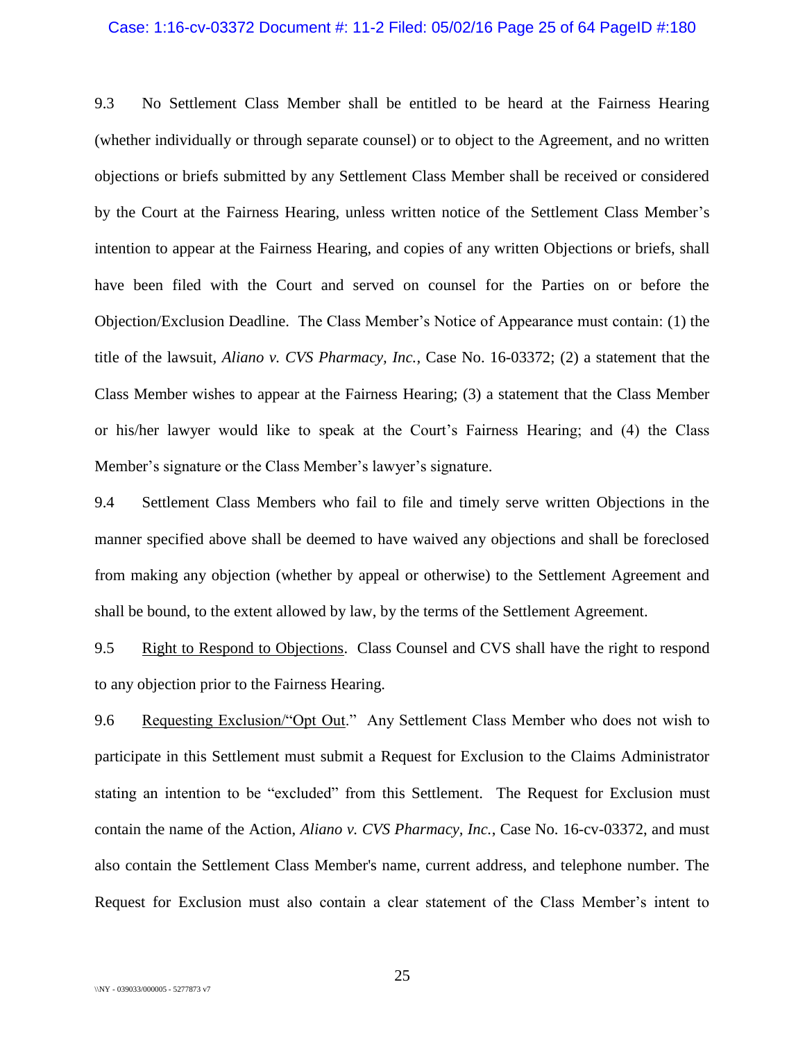9.3 No Settlement Class Member shall be entitled to be heard at the Fairness Hearing (whether individually or through separate counsel) or to object to the Agreement, and no written objections or briefs submitted by any Settlement Class Member shall be received or considered by the Court at the Fairness Hearing, unless written notice of the Settlement Class Member's intention to appear at the Fairness Hearing, and copies of any written Objections or briefs, shall have been filed with the Court and served on counsel for the Parties on or before the Objection/Exclusion Deadline. The Class Member's Notice of Appearance must contain: (1) the title of the lawsuit, *Aliano v. CVS Pharmacy, Inc.*, Case No. 16-03372; (2) a statement that the Class Member wishes to appear at the Fairness Hearing; (3) a statement that the Class Member or his/her lawyer would like to speak at the Court's Fairness Hearing; and (4) the Class Member's signature or the Class Member's lawyer's signature.

9.4 Settlement Class Members who fail to file and timely serve written Objections in the manner specified above shall be deemed to have waived any objections and shall be foreclosed from making any objection (whether by appeal or otherwise) to the Settlement Agreement and shall be bound, to the extent allowed by law, by the terms of the Settlement Agreement.

9.5 Right to Respond to Objections. Class Counsel and CVS shall have the right to respond to any objection prior to the Fairness Hearing.

9.6 Requesting Exclusion/"Opt Out." Any Settlement Class Member who does not wish to participate in this Settlement must submit a Request for Exclusion to the Claims Administrator stating an intention to be "excluded" from this Settlement. The Request for Exclusion must contain the name of the Action, *Aliano v. CVS Pharmacy, Inc.*, Case No. 16-cv-03372, and must also contain the Settlement Class Member's name, current address, and telephone number. The Request for Exclusion must also contain a clear statement of the Class Member's intent to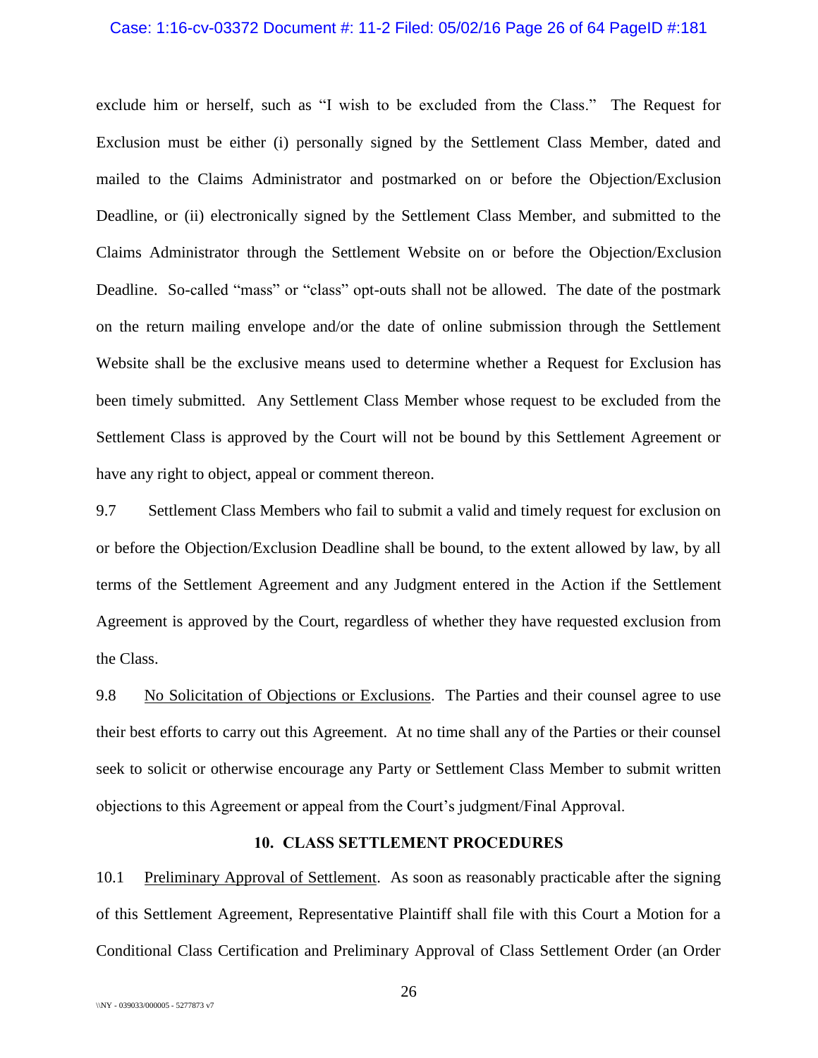exclude him or herself, such as "I wish to be excluded from the Class." The Request for Exclusion must be either (i) personally signed by the Settlement Class Member, dated and mailed to the Claims Administrator and postmarked on or before the Objection/Exclusion Deadline, or (ii) electronically signed by the Settlement Class Member, and submitted to the Claims Administrator through the Settlement Website on or before the Objection/Exclusion Deadline. So-called "mass" or "class" opt-outs shall not be allowed. The date of the postmark on the return mailing envelope and/or the date of online submission through the Settlement Website shall be the exclusive means used to determine whether a Request for Exclusion has been timely submitted. Any Settlement Class Member whose request to be excluded from the Settlement Class is approved by the Court will not be bound by this Settlement Agreement or have any right to object, appeal or comment thereon.

9.7 Settlement Class Members who fail to submit a valid and timely request for exclusion on or before the Objection/Exclusion Deadline shall be bound, to the extent allowed by law, by all terms of the Settlement Agreement and any Judgment entered in the Action if the Settlement Agreement is approved by the Court, regardless of whether they have requested exclusion from the Class.

9.8 No Solicitation of Objections or Exclusions. The Parties and their counsel agree to use their best efforts to carry out this Agreement. At no time shall any of the Parties or their counsel seek to solicit or otherwise encourage any Party or Settlement Class Member to submit written objections to this Agreement or appeal from the Court's judgment/Final Approval.

## 10. CLASS SETTLEMENT PROCEDURES

10.1 Preliminary Approval of Settlement. As soon as reasonably practicable after the signing of this Settlement Agreement, Representative Plaintiff shall file with this Court a Motion for a Conditional Class Certification and Preliminary Approval of Class Settlement Order (an Order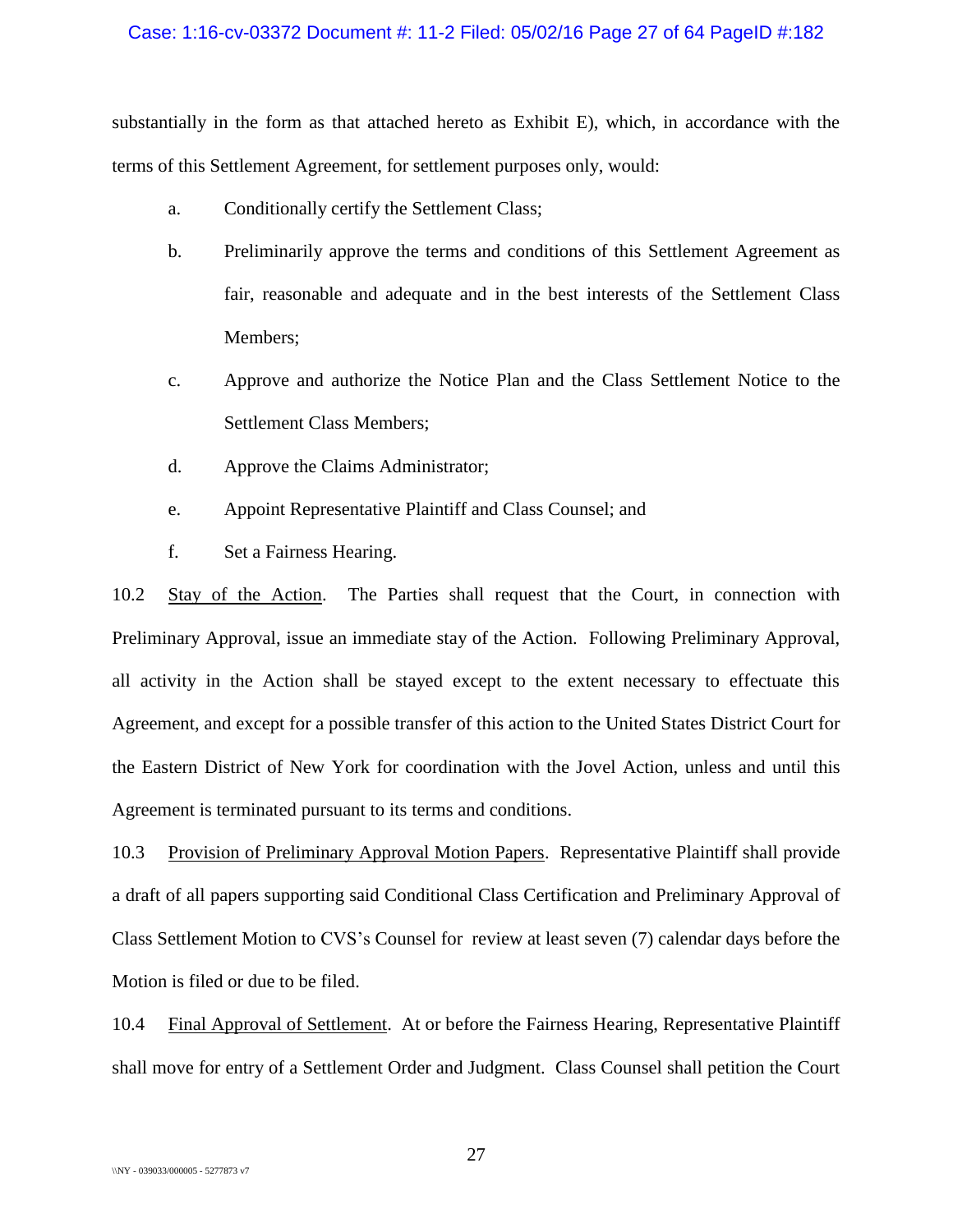substantially in the form as that attached hereto as Exhibit E), which, in accordance with the terms of this Settlement Agreement, for settlement purposes only, would:

a. Conditionally certify the Settlement Class;

b. Preliminarily approve the terms and conditions of this Settlement Agreement as fair, reasonable and adequate and in the best interests of the Settlement Class Members;

c. Approve and authorize the Notice Plan and the Class Settlement Notice to the Settlement Class Members;

d. Approve the Claims Administrator;

e. Appoint Representative Plaintiff and Class Counsel; and

f. Set a Fairness Hearing.

10.2 Stay of the Action. The Parties shall request that the Court, in connection with Preliminary Approval, issue an immediate stay of the Action. Following Preliminary Approval, all activity in the Action shall be stayed except to the extent necessary to effectuate this Agreement, and except for a possible transfer of this action to the United States District Court for the Eastern District of New York for coordination with the Jovel Action, unless and until this Agreement is terminated pursuant to its terms and conditions.

10.3 Provision of Preliminary Approval Motion Papers. Representative Plaintiff shall provide a draft of all papers supporting said Conditional Class Certification and Preliminary Approval of Class Settlement Motion to CVS's Counsel for review at least seven (7) calendar days before the Motion is filed or due to be filed.

10.4 Final Approval of Settlement. At or before the Fairness Hearing, Representative Plaintiff shall move for entry of a Settlement Order and Judgment. Class Counsel shall petition the Court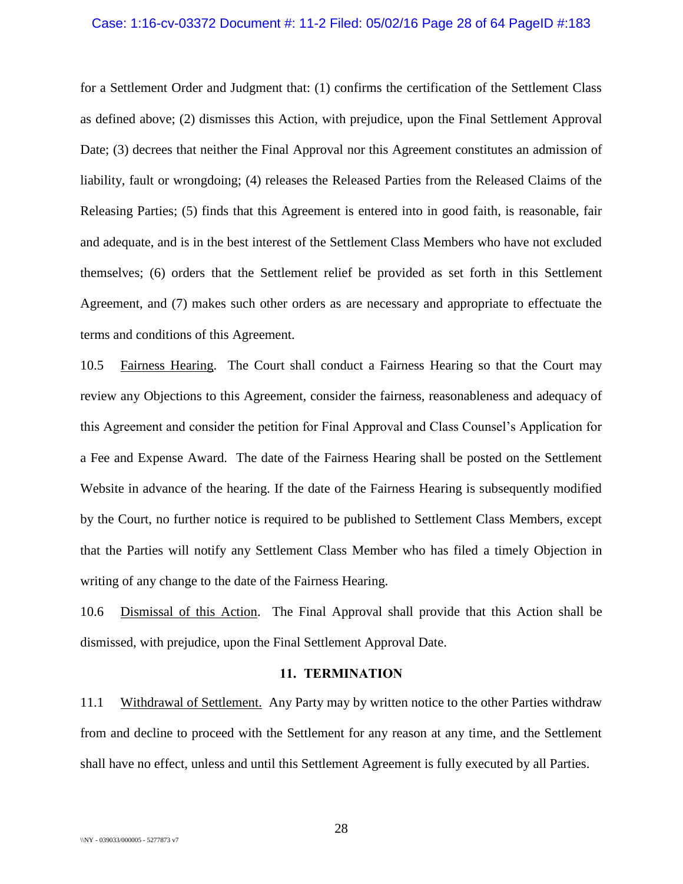for a Settlement Order and Judgment that: (1) confirms the certification of the Settlement Class as defined above; (2) dismisses this Action, with prejudice, upon the Final Settlement Approval Date; (3) decrees that neither the Final Approval nor this Agreement constitutes an admission of liability, fault or wrongdoing; (4) releases the Released Parties from the Released Claims of the Releasing Parties; (5) finds that this Agreement is entered into in good faith, is reasonable, fair and adequate, and is in the best interest of the Settlement Class Members who have not excluded themselves; (6) orders that the Settlement relief be provided as set forth in this Settlement Agreement, and (7) makes such other orders as are necessary and appropriate to effectuate the terms and conditions of this Agreement.

10.5 Fairness Hearing. The Court shall conduct a Fairness Hearing so that the Court may review any Objections to this Agreement, consider the fairness, reasonableness and adequacy of this Agreement and consider the petition for Final Approval and Class Counsel's Application for a Fee and Expense Award. The date of the Fairness Hearing shall be posted on the Settlement Website in advance of the hearing. If the date of the Fairness Hearing is subsequently modified by the Court, no further notice is required to be published to Settlement Class Members, except that the Parties will notify any Settlement Class Member who has filed a timely Objection in writing of any change to the date of the Fairness Hearing.

10.6 Dismissal of this Action. The Final Approval shall provide that this Action shall be dismissed, with prejudice, upon the Final Settlement Approval Date.

## 11. TERMINATION

11.1 Withdrawal of Settlement. Any Party may by written notice to the other Parties withdraw from and decline to proceed with the Settlement for any reason at any time, and the Settlement shall have no effect, unless and until this Settlement Agreement is fully executed by all Parties.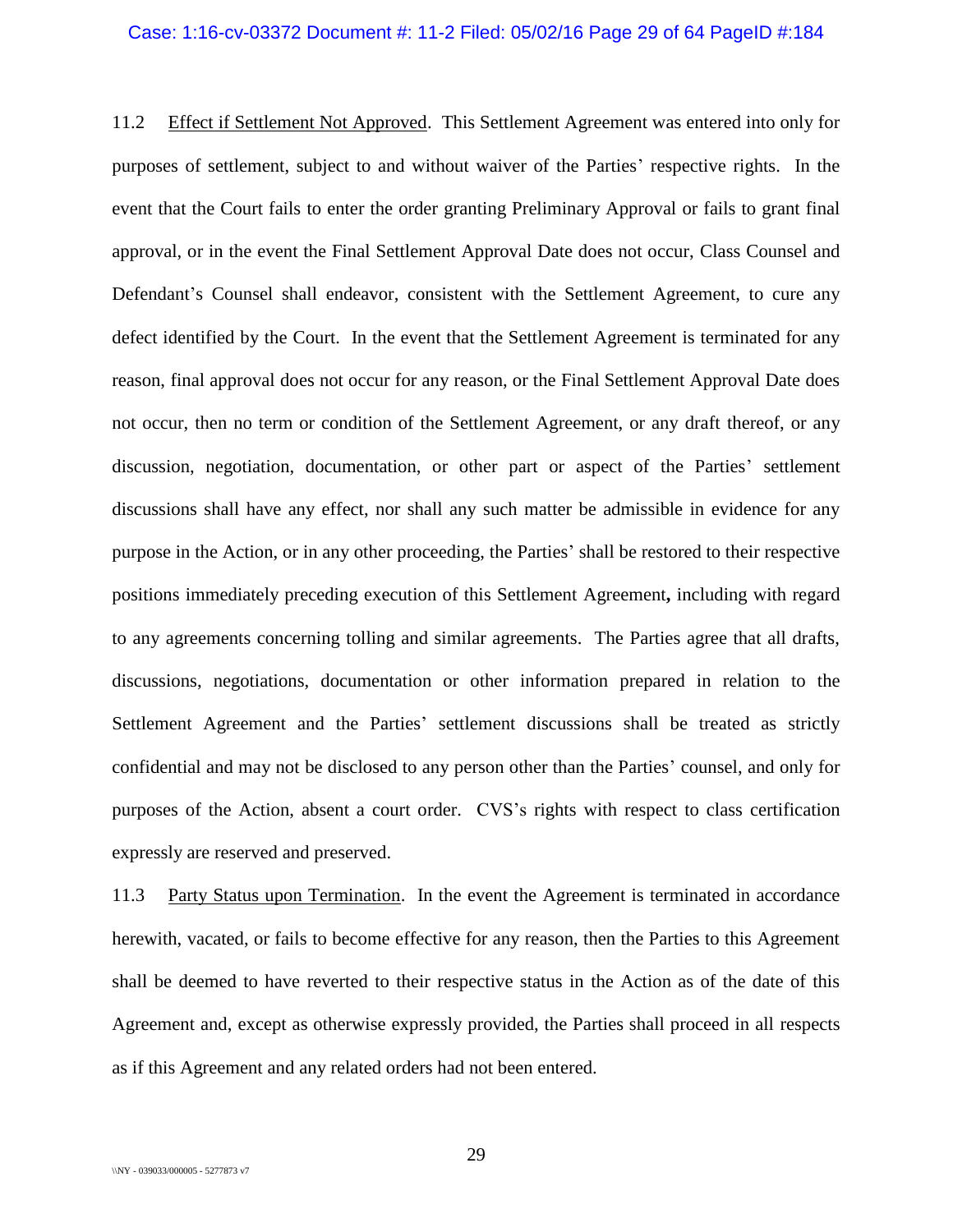11.2 Effect if Settlement Not Approved. This Settlement Agreement was entered into only for purposes of settlement, subject to and without waiver of the Parties' respective rights. In the event that the Court fails to enter the order granting Preliminary Approval or fails to grant final approval, or in the event the Final Settlement Approval Date does not occur, Class Counsel and Defendant's Counsel shall endeavor, consistent with the Settlement Agreement, to cure any defect identified by the Court. In the event that the Settlement Agreement is terminated for any reason, final approval does not occur for any reason, or the Final Settlement Approval Date does not occur, then no term or condition of the Settlement Agreement, or any draft thereof, or any discussion, negotiation, documentation, or other part or aspect of the Parties' settlement discussions shall have any effect, nor shall any such matter be admissible in evidence for any purpose in the Action, or in any other proceeding, the Parties' shall be restored to their respective positions immediately preceding execution of this Settlement Agreement**,** including with regard to any agreements concerning tolling and similar agreements. The Parties agree that all drafts, discussions, negotiations, documentation or other information prepared in relation to the Settlement Agreement and the Parties' settlement discussions shall be treated as strictly confidential and may not be disclosed to any person other than the Parties' counsel, and only for purposes of the Action, absent a court order. CVS's rights with respect to class certification expressly are reserved and preserved.

11.3 Party Status upon Termination. In the event the Agreement is terminated in accordance herewith, vacated, or fails to become effective for any reason, then the Parties to this Agreement shall be deemed to have reverted to their respective status in the Action as of the date of this Agreement and, except as otherwise expressly provided, the Parties shall proceed in all respects as if this Agreement and any related orders had not been entered.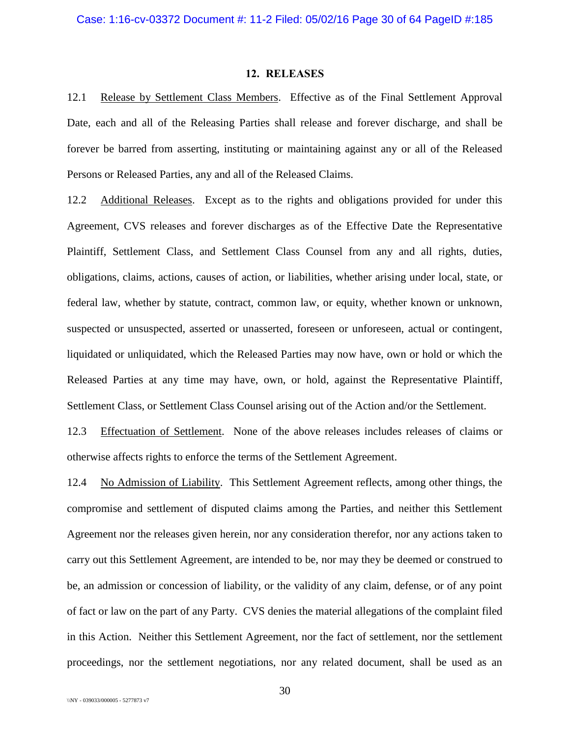## 12. RELEASES

12.1 Release by Settlement Class Members. Effective as of the Final Settlement Approval Date, each and all of the Releasing Parties shall release and forever discharge, and shall be forever be barred from asserting, instituting or maintaining against any or all of the Released Persons or Released Parties, any and all of the Released Claims.

12.2 Additional Releases. Except as to the rights and obligations provided for under this Agreement, CVS releases and forever discharges as of the Effective Date the Representative Plaintiff, Settlement Class, and Settlement Class Counsel from any and all rights, duties, obligations, claims, actions, causes of action, or liabilities, whether arising under local, state, or federal law, whether by statute, contract, common law, or equity, whether known or unknown, suspected or unsuspected, asserted or unasserted, foreseen or unforeseen, actual or contingent, liquidated or unliquidated, which the Released Parties may now have, own or hold or which the Released Parties at any time may have, own, or hold, against the Representative Plaintiff, Settlement Class, or Settlement Class Counsel arising out of the Action and/or the Settlement.

12.3 Effectuation of Settlement. None of the above releases includes releases of claims or otherwise affects rights to enforce the terms of the Settlement Agreement.

12.4 No Admission of Liability. This Settlement Agreement reflects, among other things, the compromise and settlement of disputed claims among the Parties, and neither this Settlement Agreement nor the releases given herein, nor any consideration therefor, nor any actions taken to carry out this Settlement Agreement, are intended to be, nor may they be deemed or construed to be, an admission or concession of liability, or the validity of any claim, defense, or of any point of fact or law on the part of any Party. CVS denies the material allegations of the complaint filed in this Action. Neither this Settlement Agreement, nor the fact of settlement, nor the settlement proceedings, nor the settlement negotiations, nor any related document, shall be used as an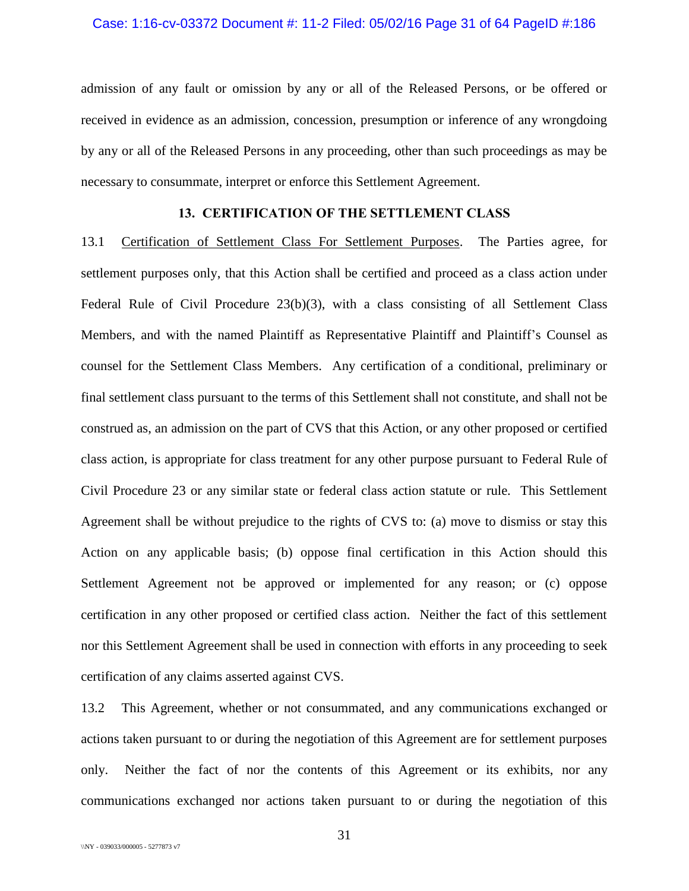admission of any fault or omission by any or all of the Released Persons, or be offered or received in evidence as an admission, concession, presumption or inference of any wrongdoing by any or all of the Released Persons in any proceeding, other than such proceedings as may be necessary to consummate, interpret or enforce this Settlement Agreement.

## 13. CERTIFICATION OF THE SETTLEMENT CLASS

13.1 Certification of Settlement Class For Settlement Purposes. The Parties agree, for settlement purposes only, that this Action shall be certified and proceed as a class action under Federal Rule of Civil Procedure 23(b)(3), with a class consisting of all Settlement Class Members, and with the named Plaintiff as Representative Plaintiff and Plaintiff's Counsel as counsel for the Settlement Class Members. Any certification of a conditional, preliminary or final settlement class pursuant to the terms of this Settlement shall not constitute, and shall not be construed as, an admission on the part of CVS that this Action, or any other proposed or certified class action, is appropriate for class treatment for any other purpose pursuant to Federal Rule of Civil Procedure 23 or any similar state or federal class action statute or rule. This Settlement Agreement shall be without prejudice to the rights of CVS to: (a) move to dismiss or stay this Action on any applicable basis; (b) oppose final certification in this Action should this Settlement Agreement not be approved or implemented for any reason; or (c) oppose certification in any other proposed or certified class action. Neither the fact of this settlement nor this Settlement Agreement shall be used in connection with efforts in any proceeding to seek certification of any claims asserted against CVS.

13.2 This Agreement, whether or not consummated, and any communications exchanged or actions taken pursuant to or during the negotiation of this Agreement are for settlement purposes only. Neither the fact of nor the contents of this Agreement or its exhibits, nor any communications exchanged nor actions taken pursuant to or during the negotiation of this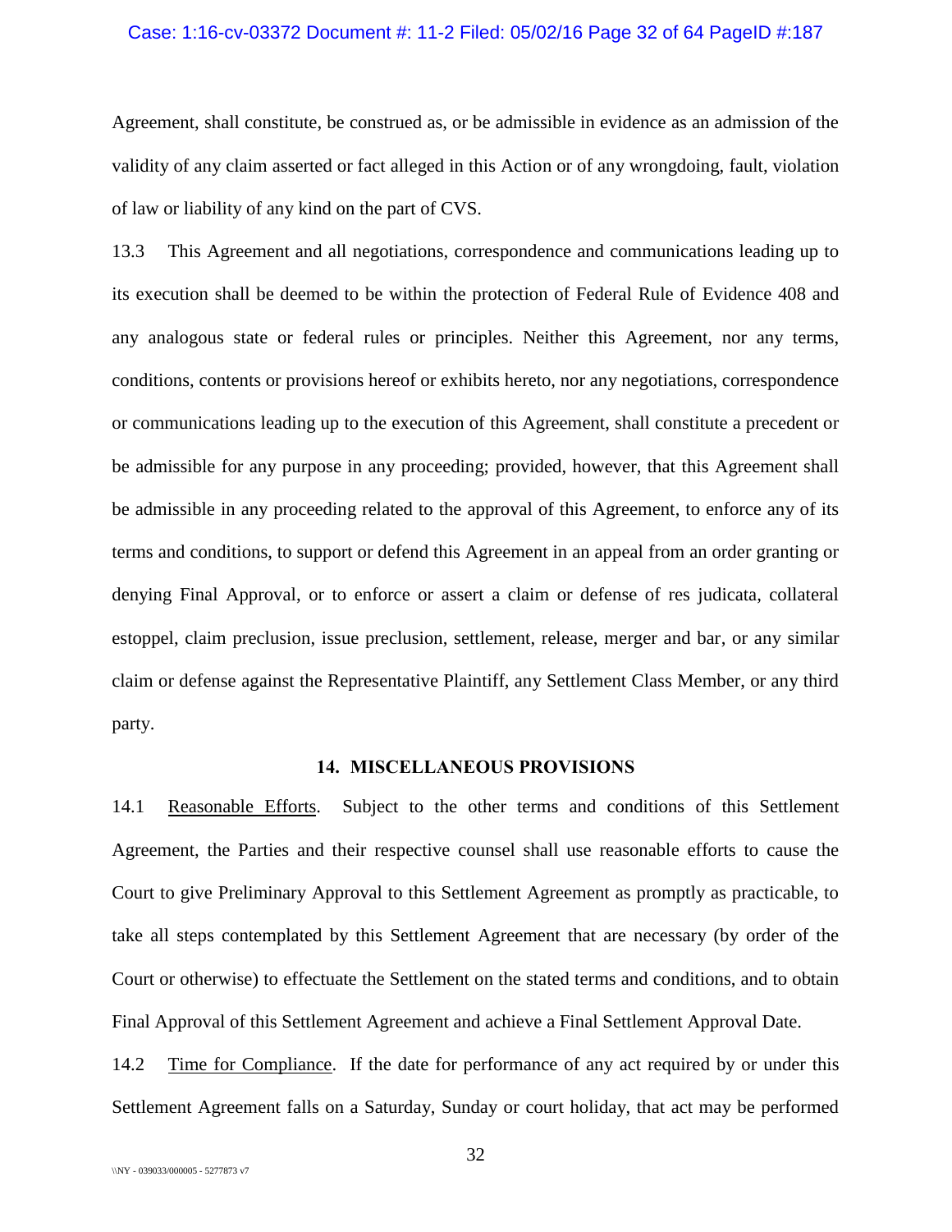Agreement, shall constitute, be construed as, or be admissible in evidence as an admission of the validity of any claim asserted or fact alleged in this Action or of any wrongdoing, fault, violation of law or liability of any kind on the part of CVS.

13.3 This Agreement and all negotiations, correspondence and communications leading up to its execution shall be deemed to be within the protection of Federal Rule of Evidence 408 and any analogous state or federal rules or principles. Neither this Agreement, nor any terms, conditions, contents or provisions hereof or exhibits hereto, nor any negotiations, correspondence or communications leading up to the execution of this Agreement, shall constitute a precedent or be admissible for any purpose in any proceeding; provided, however, that this Agreement shall be admissible in any proceeding related to the approval of this Agreement, to enforce any of its terms and conditions, to support or defend this Agreement in an appeal from an order granting or denying Final Approval, or to enforce or assert a claim or defense of res judicata, collateral estoppel, claim preclusion, issue preclusion, settlement, release, merger and bar, or any similar claim or defense against the Representative Plaintiff, any Settlement Class Member, or any third party.

## 14. MISCELLANEOUS PROVISIONS

14.1 Reasonable Efforts. Subject to the other terms and conditions of this Settlement Agreement, the Parties and their respective counsel shall use reasonable efforts to cause the Court to give Preliminary Approval to this Settlement Agreement as promptly as practicable, to take all steps contemplated by this Settlement Agreement that are necessary (by order of the Court or otherwise) to effectuate the Settlement on the stated terms and conditions, and to obtain Final Approval of this Settlement Agreement and achieve a Final Settlement Approval Date.

14.2 Time for Compliance. If the date for performance of any act required by or under this Settlement Agreement falls on a Saturday, Sunday or court holiday, that act may be performed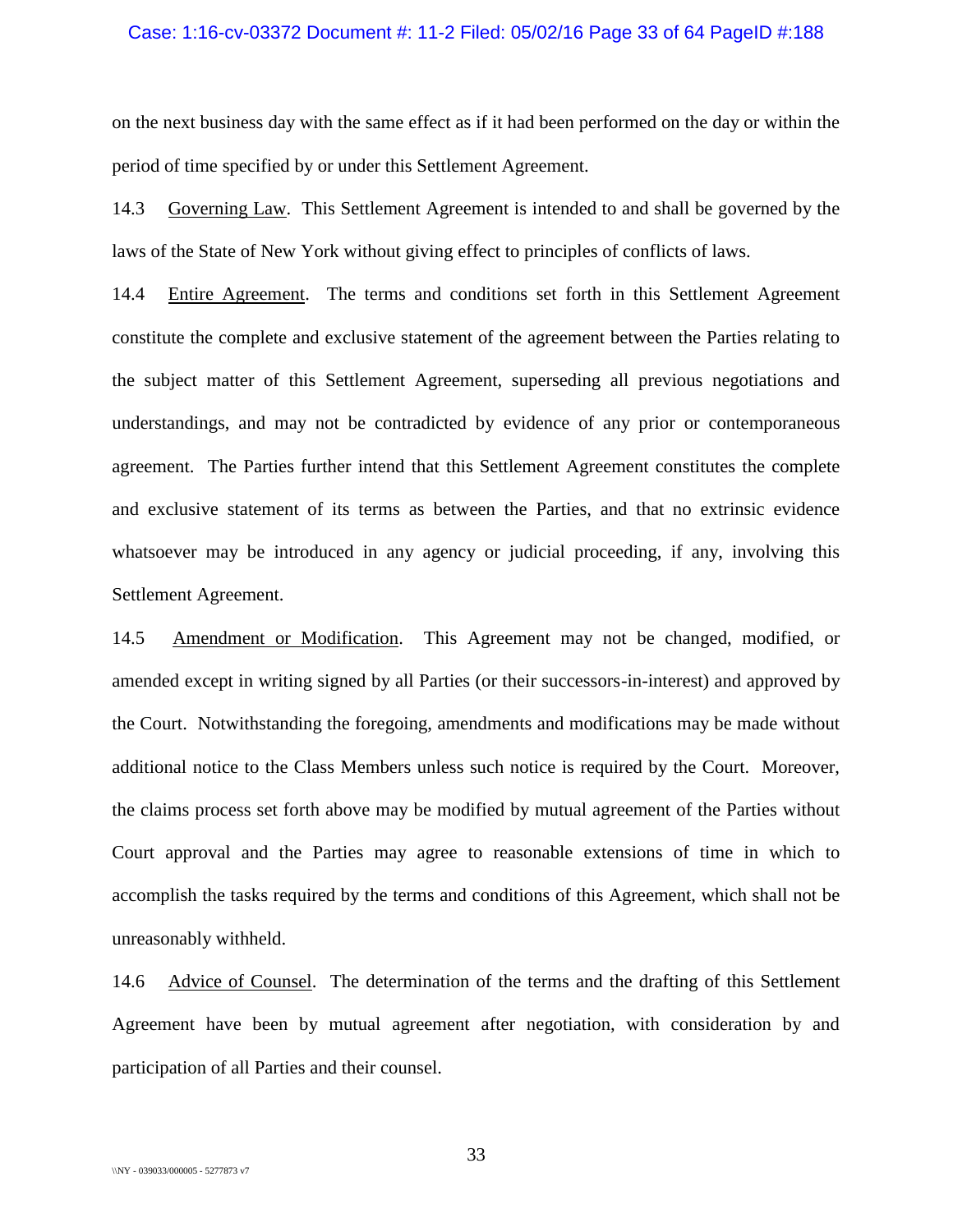on the next business day with the same effect as if it had been performed on the day or within the period of time specified by or under this Settlement Agreement.

14.3 Governing Law. This Settlement Agreement is intended to and shall be governed by the laws of the State of New York without giving effect to principles of conflicts of laws.

14.4 Entire Agreement. The terms and conditions set forth in this Settlement Agreement constitute the complete and exclusive statement of the agreement between the Parties relating to the subject matter of this Settlement Agreement, superseding all previous negotiations and understandings, and may not be contradicted by evidence of any prior or contemporaneous agreement. The Parties further intend that this Settlement Agreement constitutes the complete and exclusive statement of its terms as between the Parties, and that no extrinsic evidence whatsoever may be introduced in any agency or judicial proceeding, if any, involving this Settlement Agreement.

14.5 Amendment or Modification. This Agreement may not be changed, modified, or amended except in writing signed by all Parties (or their successors-in-interest) and approved by the Court. Notwithstanding the foregoing, amendments and modifications may be made without additional notice to the Class Members unless such notice is required by the Court. Moreover, the claims process set forth above may be modified by mutual agreement of the Parties without Court approval and the Parties may agree to reasonable extensions of time in which to accomplish the tasks required by the terms and conditions of this Agreement, which shall not be unreasonably withheld.

14.6 Advice of Counsel. The determination of the terms and the drafting of this Settlement Agreement have been by mutual agreement after negotiation, with consideration by and participation of all Parties and their counsel.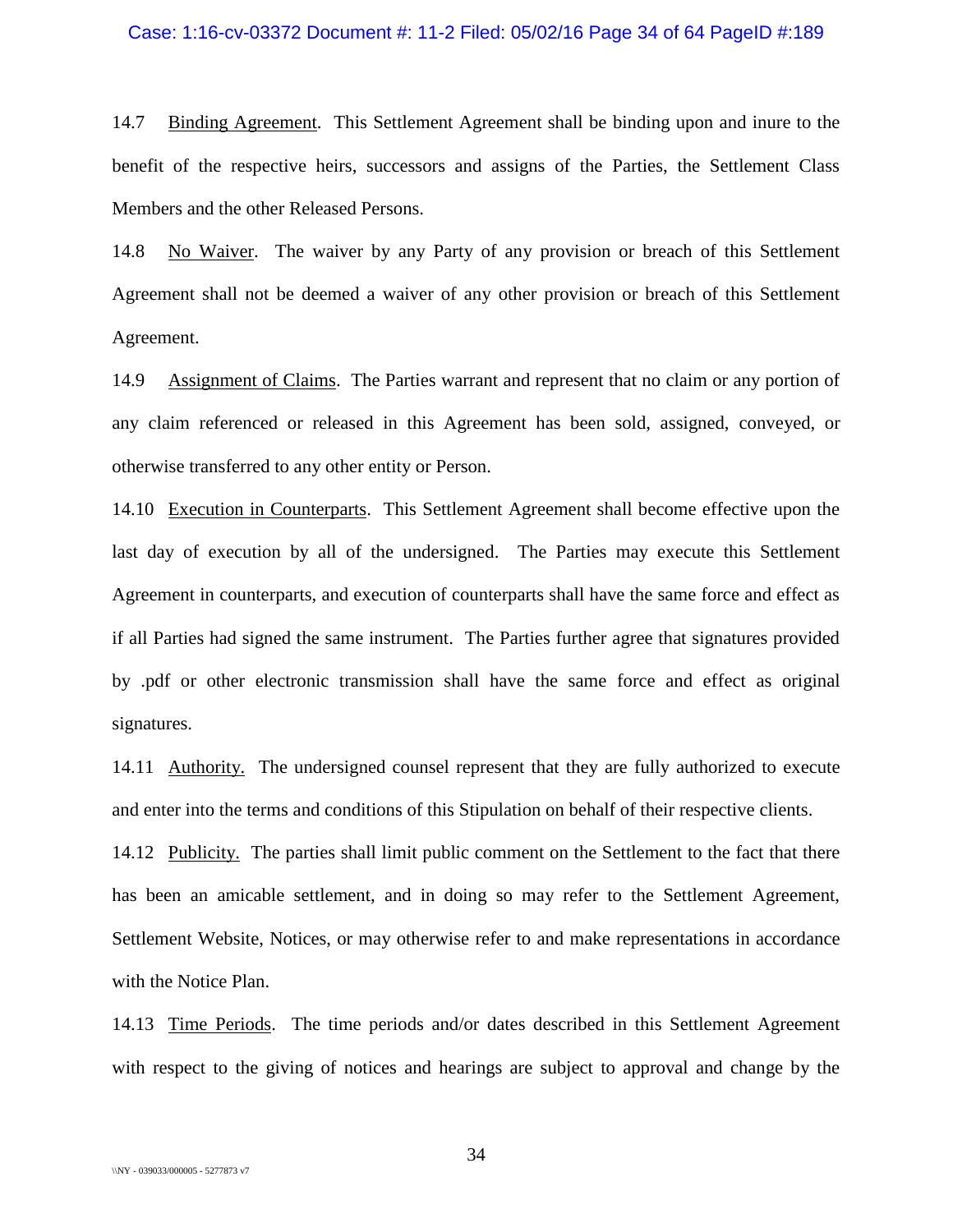14.7 Binding Agreement. This Settlement Agreement shall be binding upon and inure to the benefit of the respective heirs, successors and assigns of the Parties, the Settlement Class Members and the other Released Persons.

14.8 No Waiver. The waiver by any Party of any provision or breach of this Settlement Agreement shall not be deemed a waiver of any other provision or breach of this Settlement Agreement.

14.9 Assignment of Claims. The Parties warrant and represent that no claim or any portion of any claim referenced or released in this Agreement has been sold, assigned, conveyed, or otherwise transferred to any other entity or Person.

14.10 Execution in Counterparts. This Settlement Agreement shall become effective upon the last day of execution by all of the undersigned. The Parties may execute this Settlement Agreement in counterparts, and execution of counterparts shall have the same force and effect as if all Parties had signed the same instrument. The Parties further agree that signatures provided by .pdf or other electronic transmission shall have the same force and effect as original signatures.

14.11 Authority. The undersigned counsel represent that they are fully authorized to execute and enter into the terms and conditions of this Stipulation on behalf of their respective clients.

14.12 Publicity. The parties shall limit public comment on the Settlement to the fact that there has been an amicable settlement, and in doing so may refer to the Settlement Agreement, Settlement Website, Notices, or may otherwise refer to and make representations in accordance with the Notice Plan.

14.13 Time Periods. The time periods and/or dates described in this Settlement Agreement with respect to the giving of notices and hearings are subject to approval and change by the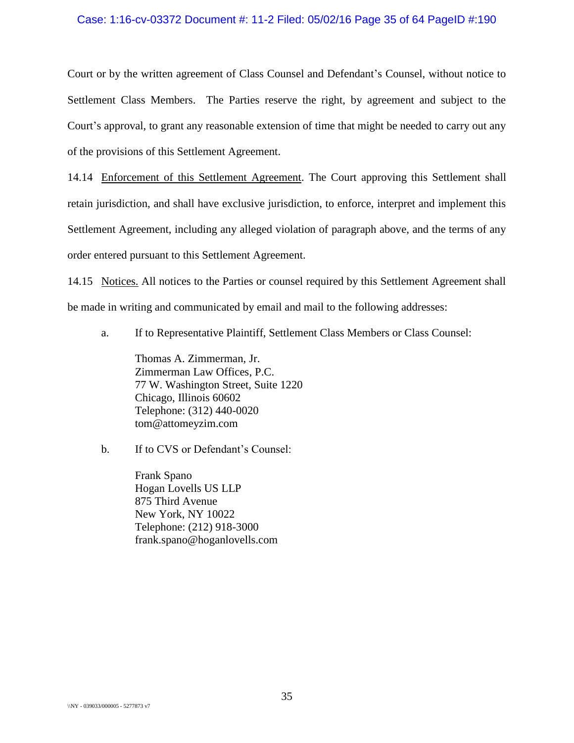Court or by the written agreement of Class Counsel and Defendant's Counsel, without notice to Settlement Class Members. The Parties reserve the right, by agreement and subject to the Court's approval, to grant any reasonable extension of time that might be needed to carry out any of the provisions of this Settlement Agreement.

14.14 Enforcement of this Settlement Agreement. The Court approving this Settlement shall retain jurisdiction, and shall have exclusive jurisdiction, to enforce, interpret and implement this Settlement Agreement, including any alleged violation of paragraph above, and the terms of any order entered pursuant to this Settlement Agreement.

14.15 Notices. All notices to the Parties or counsel required by this Settlement Agreement shall be made in writing and communicated by email and mail to the following addresses:

a. If to Representative Plaintiff, Settlement Class Members or Class Counsel:

Thomas A. Zimmerman, Jr.
Zimmerman Law Offices, P.C.
77 W. Washington Street, Suite 1220
Chicago, Illinois 60602
Telephone: (312) 440-0020
tom@attorneyzim.com

b. If to CVS or Defendant's Counsel:

Frank Spano
Hogan Lovells US LLP
875 Third Avenue
New York, NY 10022
Telephone: (212) 918-3000
frank.spano@hoganlovells.com

\\NY - 039033/000005 - 5277873 v7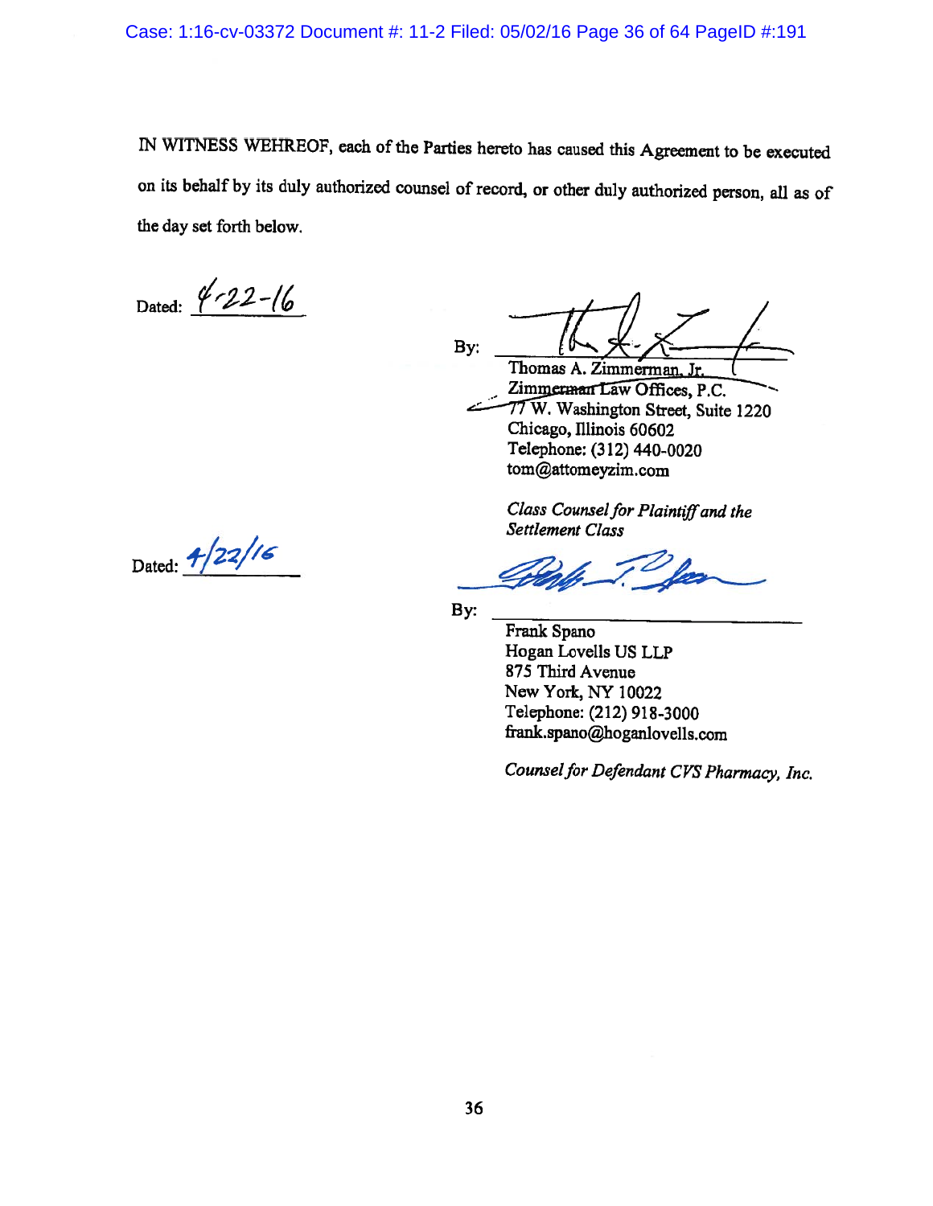IN WITNESS WEHREOF, each of the Parties hereto has caused this Agreement to be executed on its behalf by its duly authorized counsel of record, or other duly authorized person, all as of the day set forth below.

Dated: 4-22-16

By: ______________________

Thomas A. Zimmerman, Jr.
Zimmerman Law Offices, P.C.
77 W. Washington Street, Suite 1220
Chicago, Illinois 60602
Telephone: (312) 440-0020
tom@attomeyzim.com

*Class Counsel for Plaintiff and the Settlement Class*

Dated: 4/22/16

By: ______________________

Frank Spano
Hogan Lovells US LLP
875 Third Avenue
New York, NY 10022
Telephone: (212) 918-3000
frank.spano@hoganlovells.com

*Counsel for Defendant CVS Pharmacy, Inc.*